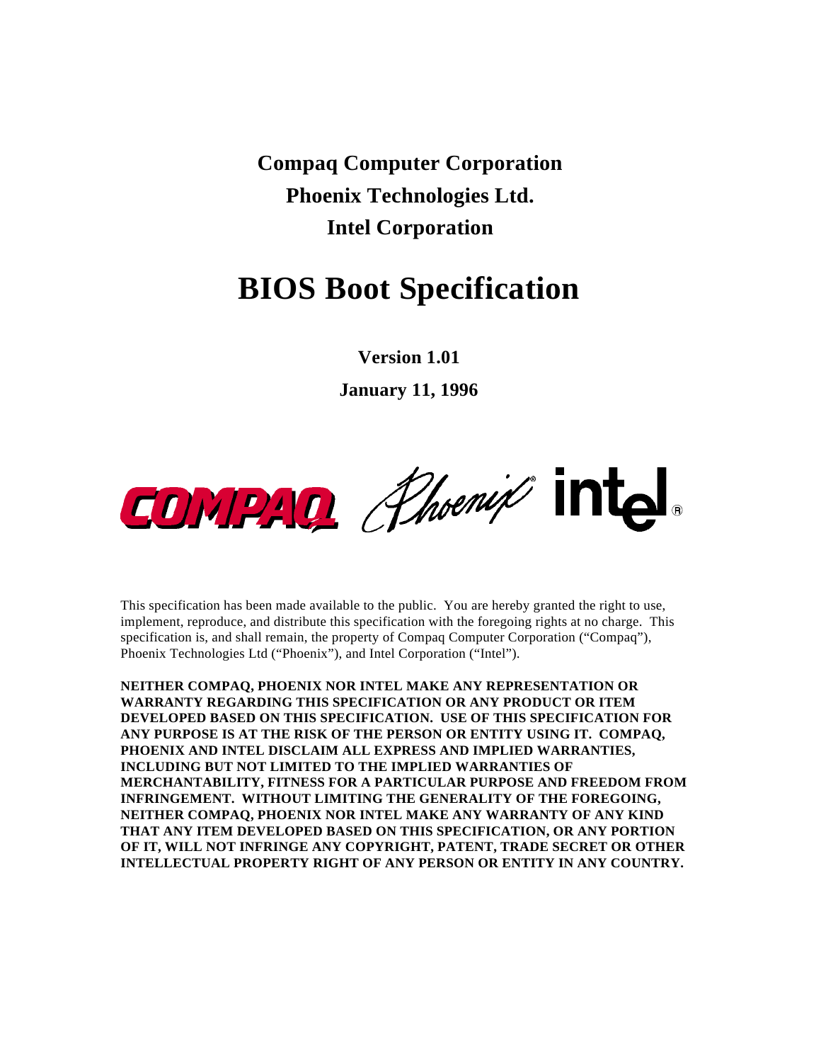**Compaq Computer Corporation**

**Phoenix Technologies Ltd.**

**Intel Corporation**

# BIOS Boot Specification

**Version 1.01**

**January 11, 1996**

This specification has been made available to the public. You are hereby granted the right to use, implement, reproduce, and distribute this specification with the foregoing rights at no charge. This specification is, and shall remain, the property of Compaq Computer Corporation ("Compaq"), Phoenix Technologies Ltd ("Phoenix"), and Intel Corporation ("Intel").

**NEITHER COMPAQ, PHOENIX NOR INTEL MAKE ANY REPRESENTATION OR WARRANTY REGARDING THIS SPECIFICATION OR ANY PRODUCT OR ITEM DEVELOPED BASED ON THIS SPECIFICATION. USE OF THIS SPECIFICATION FOR ANY PURPOSE IS AT THE RISK OF THE PERSON OR ENTITY USING IT. COMPAQ, PHOENIX AND INTEL DISCLAIM ALL EXPRESS AND IMPLIED WARRANTIES, INCLUDING BUT NOT LIMITED TO THE IMPLIED WARRANTIES OF MERCHANTABILITY, FITNESS FOR A PARTICULAR PURPOSE AND FREEDOM FROM INFRINGEMENT. WITHOUT LIMITING THE GENERALITY OF THE FOREGOING, NEITHER COMPAQ, PHOENIX NOR INTEL MAKE ANY WARRANTY OF ANY KIND THAT ANY ITEM DEVELOPED BASED ON THIS SPECIFICATION, OR ANY PORTION OF IT, WILL NOT INFRINGE ANY COPYRIGHT, PATENT, TRADE SECRET OR OTHER INTELLECTUAL PROPERTY RIGHT OF ANY PERSON OR ENTITY IN ANY COUNTRY.**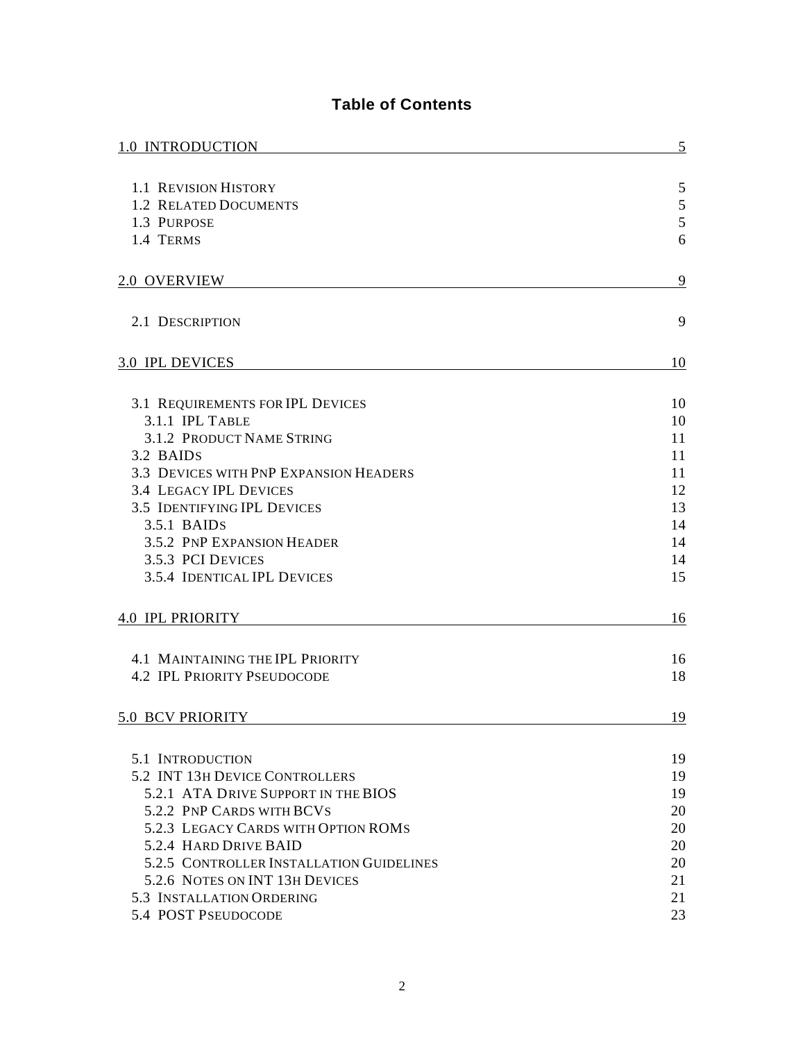# Table of Contents

| | |
|---|---|
| 1.0 INTRODUCTION | 5 |
| 1.1 Revision History | 5 |
| 1.2 Related Documents | 5 |
| 1.3 Purpose | 5 |
| 1.4 Terms | 6 |
| 2.0 OVERVIEW | 9 |
| 2.1 Description | 9 |
| 3.0 IPL DEVICES | 10 |
| 3.1 Requirements for IPL Devices | 10 |
| 3.1.1 IPL Table | 10 |
| 3.1.2 Product Name String | 11 |
| 3.2 BAIDs | 11 |
| 3.3 Devices with PnP Expansion Headers | 11 |
| 3.4 Legacy IPL Devices | 12 |
| 3.5 Identifying IPL Devices | 13 |
| 3.5.1 BAIDs | 14 |
| 3.5.2 PnP Expansion Header | 14 |
| 3.5.3 PCI Devices | 14 |
| 3.5.4 Identical IPL Devices | 15 |
| 4.0 IPL PRIORITY | 16 |
| 4.1 Maintaining the IPL Priority | 16 |
| 4.2 IPL Priority Pseudocode | 18 |
| 5.0 BCV PRIORITY | 19 |
| 5.1 Introduction | 19 |
| 5.2 INT 13h Device Controllers | 19 |
| 5.2.1 ATA Drive Support in the BIOS | 19 |
| 5.2.2 PnP Cards with BCVs | 20 |
| 5.2.3 Legacy Cards with Option ROMs | 20 |
| 5.2.4 Hard Drive BAID | 20 |
| 5.2.5 Controller Installation Guidelines | 20 |
| 5.2.6 Notes on INT 13h Devices | 21 |
| 5.3 Installation Ordering | 21 |
| 5.4 POST Pseudocode | 23 |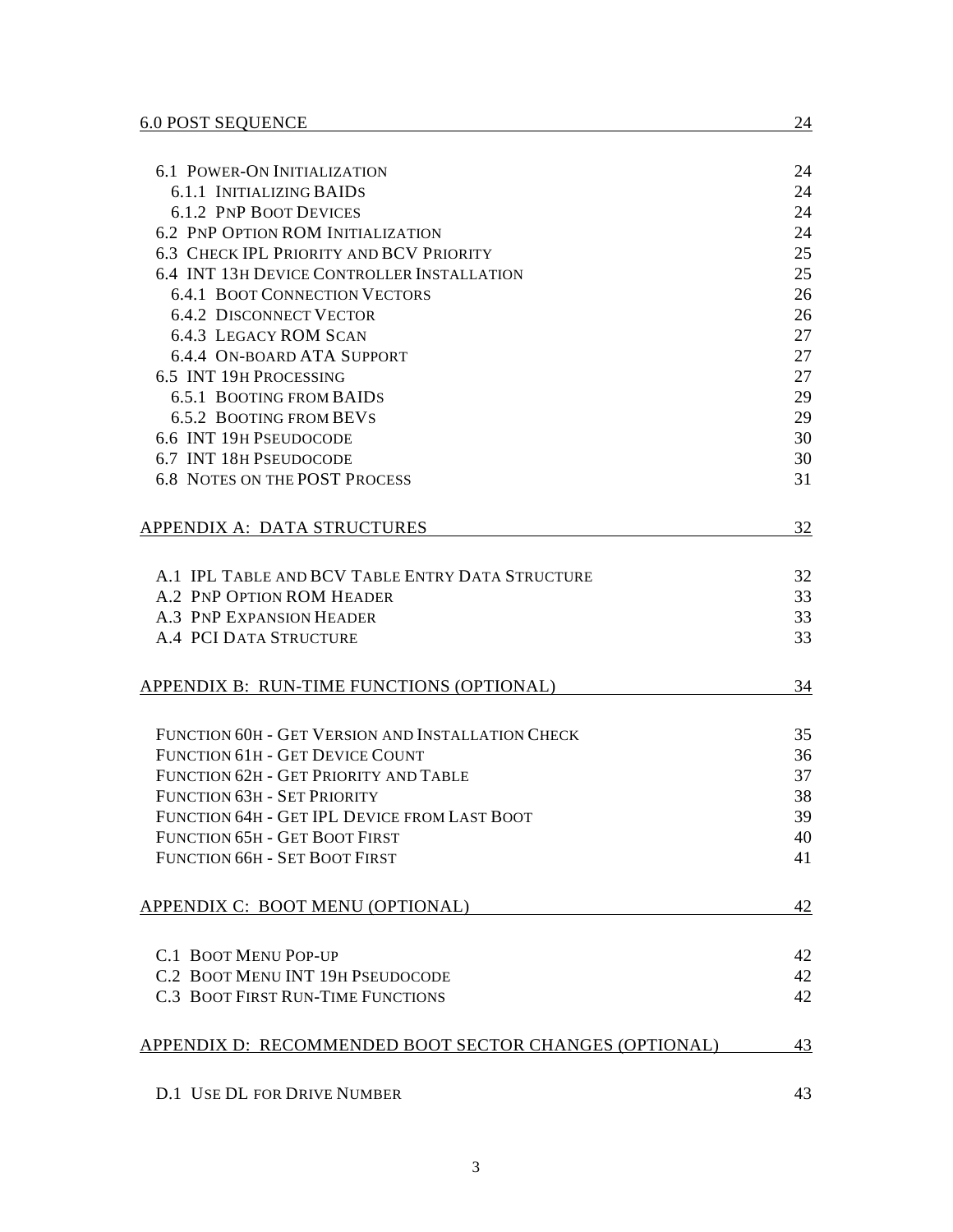| | |
|---|---|
| 6.0 POST SEQUENCE | 24 |
| 6.1 Power-On Initialization | 24 |
| 6.1.1 Initializing BAIDs | 24 |
| 6.1.2 PnP Boot Devices | 24 |
| 6.2 PnP Option ROM Initialization | 24 |
| 6.3 Check IPL Priority and BCV Priority | 25 |
| 6.4 INT 13h Device Controller Installation | 25 |
| 6.4.1 Boot Connection Vectors | 26 |
| 6.4.2 Disconnect Vector | 26 |
| 6.4.3 Legacy ROM Scan | 27 |
| 6.4.4 On-board ATA Support | 27 |
| 6.5 INT 19h Processing | 27 |
| 6.5.1 Booting from BAIDs | 29 |
| 6.5.2 Booting from BEVs | 29 |
| 6.6 INT 19h Pseudocode | 30 |
| 6.7 INT 18h Pseudocode | 30 |
| 6.8 Notes on the POST Process | 31 |
| APPENDIX A: DATA STRUCTURES | 32 |
| A.1 IPL Table and BCV Table Entry Data Structure | 32 |
| A.2 PnP Option ROM Header | 33 |
| A.3 PnP Expansion Header | 33 |
| A.4 PCI Data Structure | 33 |
| APPENDIX B: RUN-TIME FUNCTIONS (OPTIONAL) | 34 |
| Function 60h - Get Version and Installation Check | 35 |
| Function 61h - Get Device Count | 36 |
| Function 62h - Get Priority and Table | 37 |
| Function 63h - Set Priority | 38 |
| Function 64h - Get IPL Device from Last Boot | 39 |
| Function 65h - Get Boot First | 40 |
| Function 66h - Set Boot First | 41 |
| APPENDIX C: BOOT MENU (OPTIONAL) | 42 |
| C.1 Boot Menu Pop-up | 42 |
| C.2 Boot Menu INT 19h Pseudocode | 42 |
| C.3 Boot First Run-Time Functions | 42 |
| APPENDIX D: RECOMMENDED BOOT SECTOR CHANGES (OPTIONAL) | 43 |
| D.1 Use DL for Drive Number | 43 |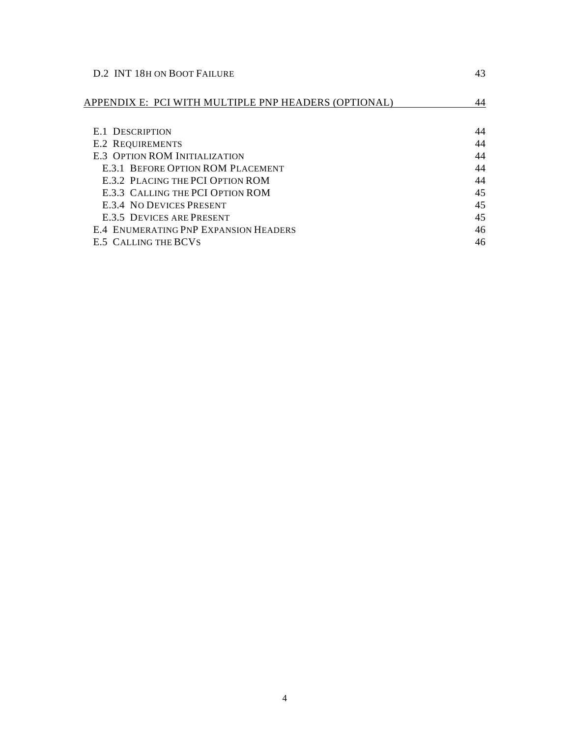D.2 INT 18H ON BOOT FAILURE 43

APPENDIX E: PCI WITH MULTIPLE PNP HEADERS (OPTIONAL) 44

E.1 DESCRIPTION 44
E.2 REQUIREMENTS 44
E.3 OPTION ROM INITIALIZATION 44
E.3.1 BEFORE OPTION ROM PLACEMENT 44
E.3.2 PLACING THE PCI OPTION ROM 44
E.3.3 CALLING THE PCI OPTION ROM 45
E.3.4 NO DEVICES PRESENT 45
E.3.5 DEVICES ARE PRESENT 45
E.4 ENUMERATING PNP EXPANSION HEADERS 46
E.5 CALLING THE BCVS 46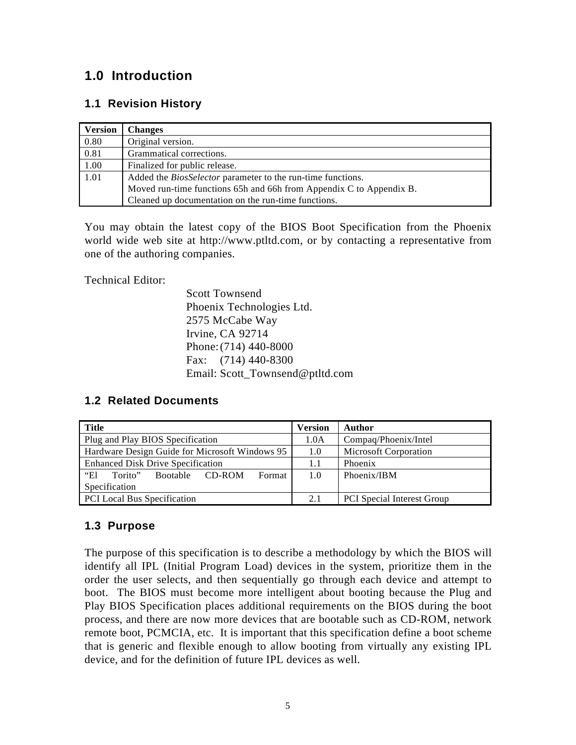# 1.0 Introduction

## 1.1 Revision History

| Version | Changes |
|---|---|
| 0.80 | Original version. |
| 0.81 | Grammatical corrections. |
| 1.00 | Finalized for public release. |
| 1.01 | Added the *BiosSelector* parameter to the run-time functions.<br>Moved run-time functions 65h and 66h from Appendix C to Appendix B.<br>Cleaned up documentation on the run-time functions. |

You may obtain the latest copy of the BIOS Boot Specification from the Phoenix world wide web site at http://www.ptltd.com, or by contacting a representative from one of the authoring companies.

Technical Editor:

Scott Townsend
Phoenix Technologies Ltd.
2575 McCabe Way
Irvine, CA 92714
Phone: (714) 440-8000
Fax: (714) 440-8300
Email: Scott_Townsend@ptltd.com

## 1.2 Related Documents

| Title | Version | Author |
|---|---|---|
| Plug and Play BIOS Specification | 1.0A | Compaq/Phoenix/Intel |
| Hardware Design Guide for Microsoft Windows 95 | 1.0 | Microsoft Corporation |
| Enhanced Disk Drive Specification | 1.1 | Phoenix |
| "El Torito" Bootable CD-ROM Format Specification | 1.0 | Phoenix/IBM |
| PCI Local Bus Specification | 2.1 | PCI Special Interest Group |

## 1.3 Purpose

The purpose of this specification is to describe a methodology by which the BIOS will identify all IPL (Initial Program Load) devices in the system, prioritize them in the order the user selects, and then sequentially go through each device and attempt to boot. The BIOS must become more intelligent about booting because the Plug and Play BIOS Specification places additional requirements on the BIOS during the boot process, and there are now more devices that are bootable such as CD-ROM, network remote boot, PCMCIA, etc. It is important that this specification define a boot scheme that is generic and flexible enough to allow booting from virtually any existing IPL device, and for the definition of future IPL devices as well.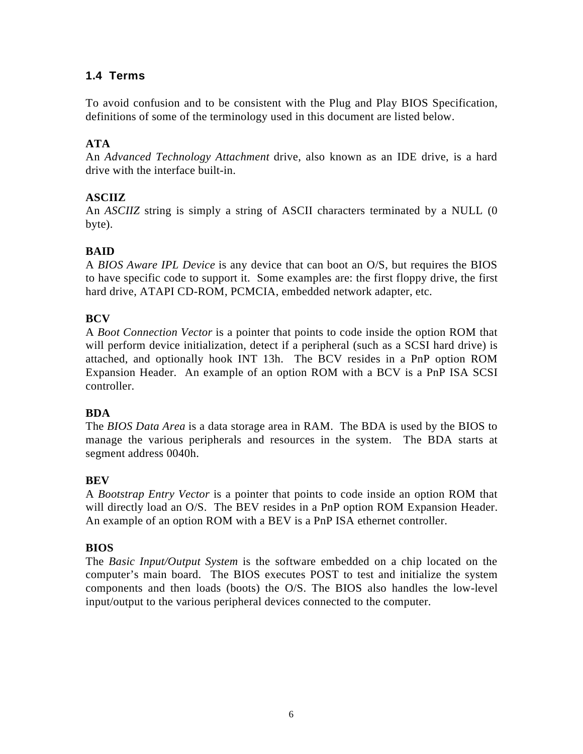## 1.4 Terms

To avoid confusion and to be consistent with the Plug and Play BIOS Specification, definitions of some of the terminology used in this document are listed below.

**ATA**
An *Advanced Technology Attachment* drive, also known as an IDE drive, is a hard drive with the interface built-in.

**ASCIIZ**
An *ASCIIZ* string is simply a string of ASCII characters terminated by a NULL (0 byte).

**BAID**
A *BIOS Aware IPL Device* is any device that can boot an O/S, but requires the BIOS to have specific code to support it. Some examples are: the first floppy drive, the first hard drive, ATAPI CD-ROM, PCMCIA, embedded network adapter, etc.

**BCV**
A *Boot Connection Vector* is a pointer that points to code inside the option ROM that will perform device initialization, detect if a peripheral (such as a SCSI hard drive) is attached, and optionally hook INT 13h. The BCV resides in a PnP option ROM Expansion Header. An example of an option ROM with a BCV is a PnP ISA SCSI controller.

**BDA**
The *BIOS Data Area* is a data storage area in RAM. The BDA is used by the BIOS to manage the various peripherals and resources in the system. The BDA starts at segment address 0040h.

**BEV**
A *Bootstrap Entry Vector* is a pointer that points to code inside an option ROM that will directly load an O/S. The BEV resides in a PnP option ROM Expansion Header. An example of an option ROM with a BEV is a PnP ISA ethernet controller.

**BIOS**
The *Basic Input/Output System* is the software embedded on a chip located on the computer's main board. The BIOS executes POST to test and initialize the system components and then loads (boots) the O/S. The BIOS also handles the low-level input/output to the various peripheral devices connected to the computer.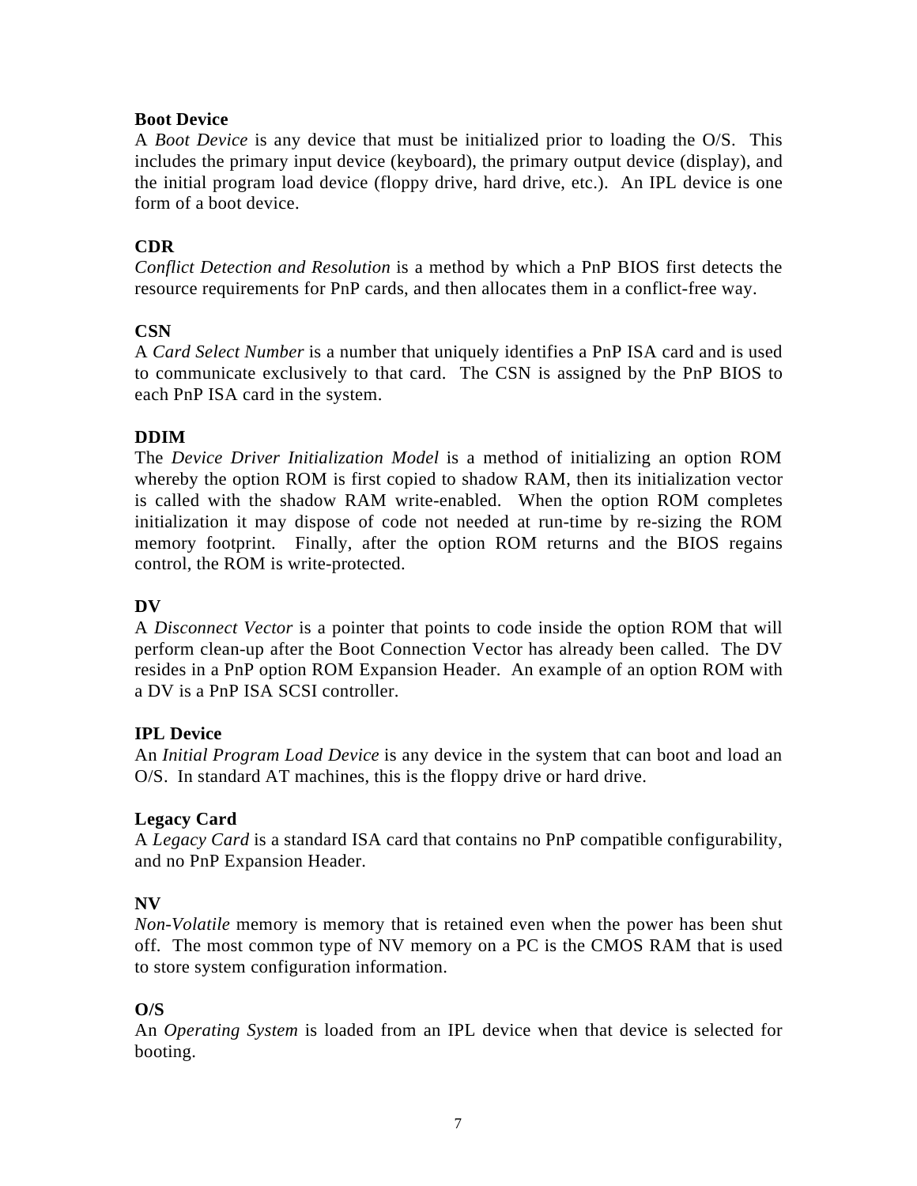**Boot Device**
A *Boot Device* is any device that must be initialized prior to loading the O/S. This includes the primary input device (keyboard), the primary output device (display), and the initial program load device (floppy drive, hard drive, etc.). An IPL device is one form of a boot device.

**CDR**
*Conflict Detection and Resolution* is a method by which a PnP BIOS first detects the resource requirements for PnP cards, and then allocates them in a conflict-free way.

**CSN**
A *Card Select Number* is a number that uniquely identifies a PnP ISA card and is used to communicate exclusively to that card. The CSN is assigned by the PnP BIOS to each PnP ISA card in the system.

**DDIM**
The *Device Driver Initialization Model* is a method of initializing an option ROM whereby the option ROM is first copied to shadow RAM, then its initialization vector is called with the shadow RAM write-enabled. When the option ROM completes initialization it may dispose of code not needed at run-time by re-sizing the ROM memory footprint. Finally, after the option ROM returns and the BIOS regains control, the ROM is write-protected.

**DV**
A *Disconnect Vector* is a pointer that points to code inside the option ROM that will perform clean-up after the Boot Connection Vector has already been called. The DV resides in a PnP option ROM Expansion Header. An example of an option ROM with a DV is a PnP ISA SCSI controller.

**IPL Device**
An *Initial Program Load Device* is any device in the system that can boot and load an O/S. In standard AT machines, this is the floppy drive or hard drive.

**Legacy Card**
A *Legacy Card* is a standard ISA card that contains no PnP compatible configurability, and no PnP Expansion Header.

**NV**
*Non-Volatile* memory is memory that is retained even when the power has been shut off. The most common type of NV memory on a PC is the CMOS RAM that is used to store system configuration information.

**O/S**
An *Operating System* is loaded from an IPL device when that device is selected for booting.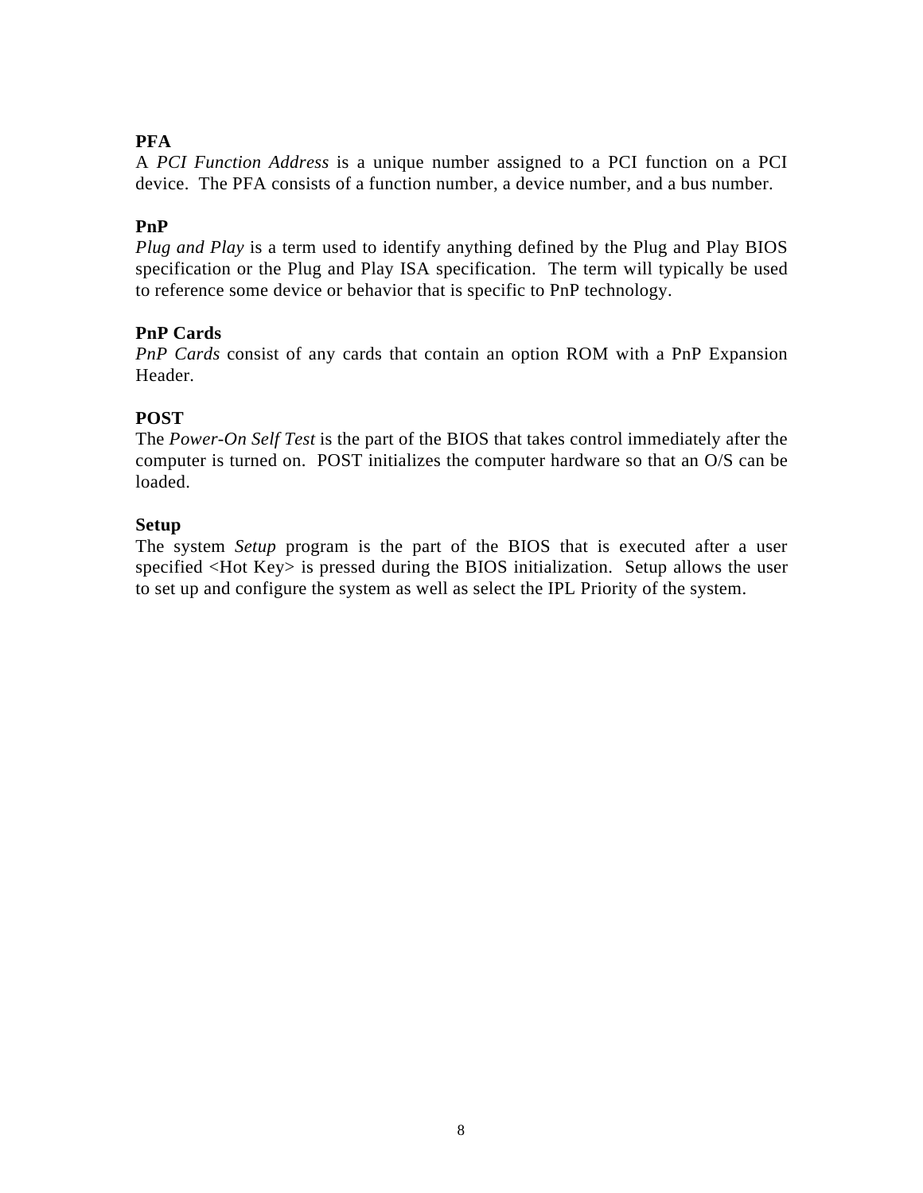**PFA**
A *PCI Function Address* is a unique number assigned to a PCI function on a PCI device. The PFA consists of a function number, a device number, and a bus number.

**PnP**
*Plug and Play* is a term used to identify anything defined by the Plug and Play BIOS specification or the Plug and Play ISA specification. The term will typically be used to reference some device or behavior that is specific to PnP technology.

**PnP Cards**
*PnP Cards* consist of any cards that contain an option ROM with a PnP Expansion Header.

**POST**
The *Power-On Self Test* is the part of the BIOS that takes control immediately after the computer is turned on. POST initializes the computer hardware so that an O/S can be loaded.

**Setup**
The system *Setup* program is the part of the BIOS that is executed after a user specified <Hot Key> is pressed during the BIOS initialization. Setup allows the user to set up and configure the system as well as select the IPL Priority of the system.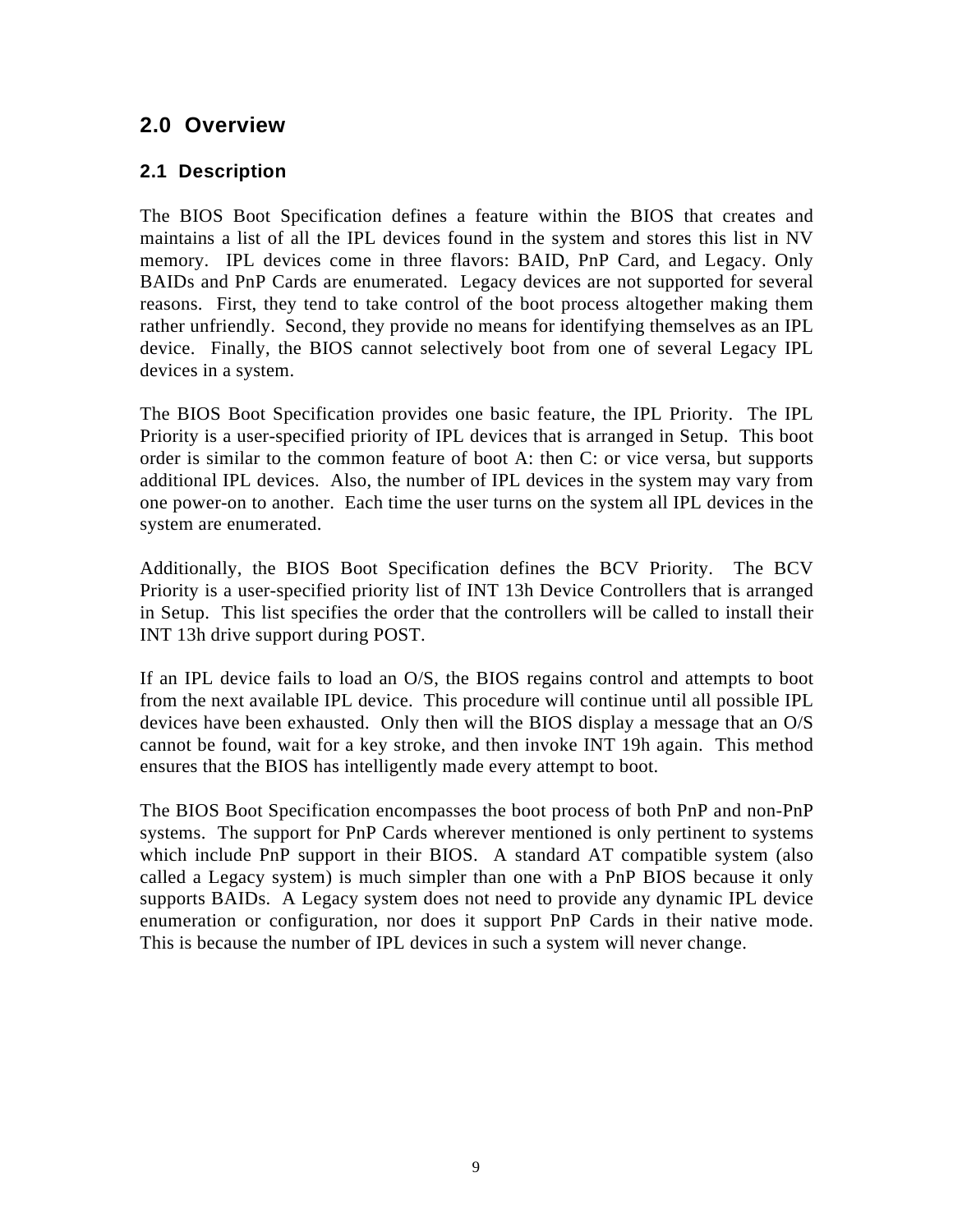# 2.0 Overview

## 2.1 Description

The BIOS Boot Specification defines a feature within the BIOS that creates and maintains a list of all the IPL devices found in the system and stores this list in NV memory. IPL devices come in three flavors: BAID, PnP Card, and Legacy. Only BAIDs and PnP Cards are enumerated. Legacy devices are not supported for several reasons. First, they tend to take control of the boot process altogether making them rather unfriendly. Second, they provide no means for identifying themselves as an IPL device. Finally, the BIOS cannot selectively boot from one of several Legacy IPL devices in a system.

The BIOS Boot Specification provides one basic feature, the IPL Priority. The IPL Priority is a user-specified priority of IPL devices that is arranged in Setup. This boot order is similar to the common feature of boot A: then C: or vice versa, but supports additional IPL devices. Also, the number of IPL devices in the system may vary from one power-on to another. Each time the user turns on the system all IPL devices in the system are enumerated.

Additionally, the BIOS Boot Specification defines the BCV Priority. The BCV Priority is a user-specified priority list of INT 13h Device Controllers that is arranged in Setup. This list specifies the order that the controllers will be called to install their INT 13h drive support during POST.

If an IPL device fails to load an O/S, the BIOS regains control and attempts to boot from the next available IPL device. This procedure will continue until all possible IPL devices have been exhausted. Only then will the BIOS display a message that an O/S cannot be found, wait for a key stroke, and then invoke INT 19h again. This method ensures that the BIOS has intelligently made every attempt to boot.

The BIOS Boot Specification encompasses the boot process of both PnP and non-PnP systems. The support for PnP Cards wherever mentioned is only pertinent to systems which include PnP support in their BIOS. A standard AT compatible system (also called a Legacy system) is much simpler than one with a PnP BIOS because it only supports BAIDs. A Legacy system does not need to provide any dynamic IPL device enumeration or configuration, nor does it support PnP Cards in their native mode. This is because the number of IPL devices in such a system will never change.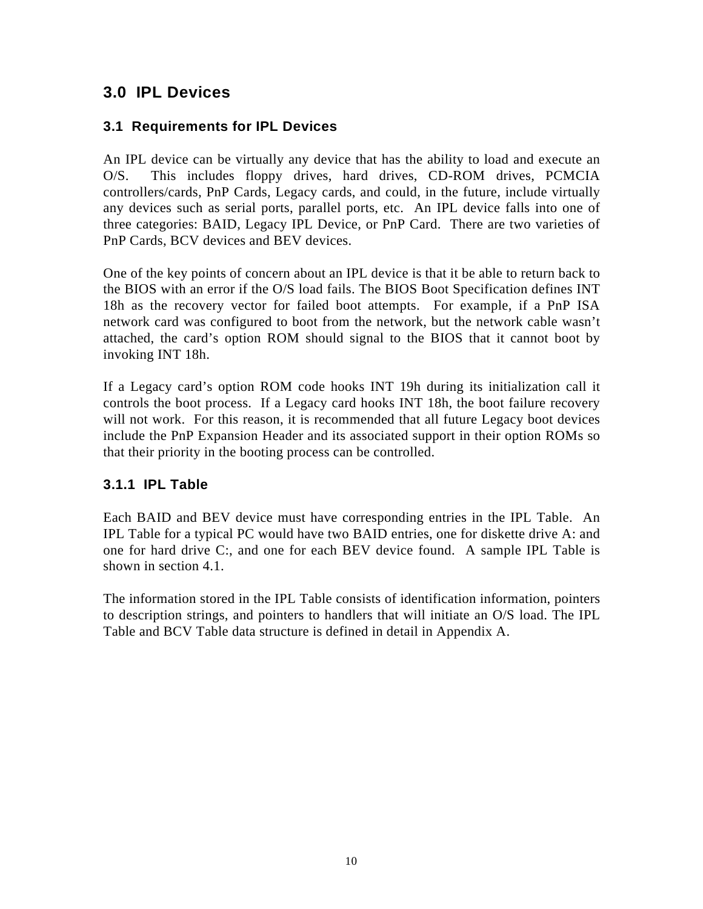# 3.0 IPL Devices

## 3.1 Requirements for IPL Devices

An IPL device can be virtually any device that has the ability to load and execute an O/S. This includes floppy drives, hard drives, CD-ROM drives, PCMCIA controllers/cards, PnP Cards, Legacy cards, and could, in the future, include virtually any devices such as serial ports, parallel ports, etc. An IPL device falls into one of three categories: BAID, Legacy IPL Device, or PnP Card. There are two varieties of PnP Cards, BCV devices and BEV devices.

One of the key points of concern about an IPL device is that it be able to return back to the BIOS with an error if the O/S load fails. The BIOS Boot Specification defines INT 18h as the recovery vector for failed boot attempts. For example, if a PnP ISA network card was configured to boot from the network, but the network cable wasn't attached, the card's option ROM should signal to the BIOS that it cannot boot by invoking INT 18h.

If a Legacy card's option ROM code hooks INT 19h during its initialization call it controls the boot process. If a Legacy card hooks INT 18h, the boot failure recovery will not work. For this reason, it is recommended that all future Legacy boot devices include the PnP Expansion Header and its associated support in their option ROMs so that their priority in the booting process can be controlled.

### 3.1.1 IPL Table

Each BAID and BEV device must have corresponding entries in the IPL Table. An IPL Table for a typical PC would have two BAID entries, one for diskette drive A: and one for hard drive C:, and one for each BEV device found. A sample IPL Table is shown in section 4.1.

The information stored in the IPL Table consists of identification information, pointers to description strings, and pointers to handlers that will initiate an O/S load. The IPL Table and BCV Table data structure is defined in detail in Appendix A.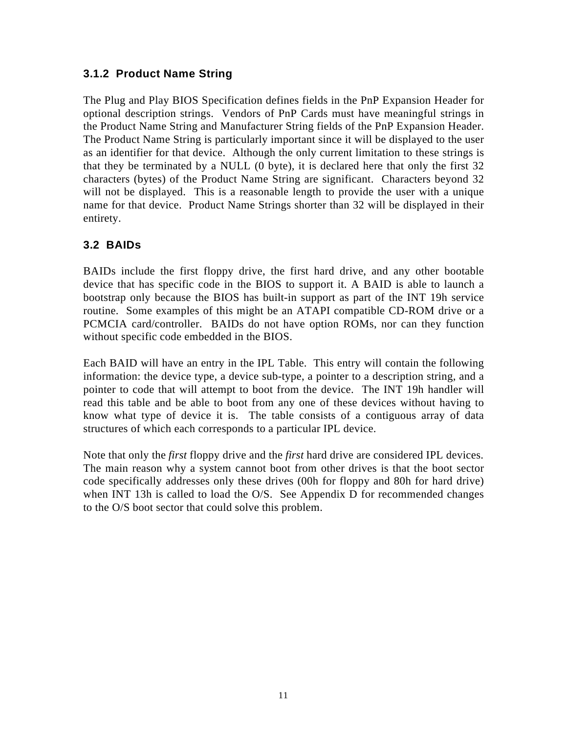### 3.1.2 Product Name String

The Plug and Play BIOS Specification defines fields in the PnP Expansion Header for optional description strings. Vendors of PnP Cards must have meaningful strings in the Product Name String and Manufacturer String fields of the PnP Expansion Header. The Product Name String is particularly important since it will be displayed to the user as an identifier for that device. Although the only current limitation to these strings is that they be terminated by a NULL (0 byte), it is declared here that only the first 32 characters (bytes) of the Product Name String are significant. Characters beyond 32 will not be displayed. This is a reasonable length to provide the user with a unique name for that device. Product Name Strings shorter than 32 will be displayed in their entirety.

## 3.2 BAIDs

BAIDs include the first floppy drive, the first hard drive, and any other bootable device that has specific code in the BIOS to support it. A BAID is able to launch a bootstrap only because the BIOS has built-in support as part of the INT 19h service routine. Some examples of this might be an ATAPI compatible CD-ROM drive or a PCMCIA card/controller. BAIDs do not have option ROMs, nor can they function without specific code embedded in the BIOS.

Each BAID will have an entry in the IPL Table. This entry will contain the following information: the device type, a device sub-type, a pointer to a description string, and a pointer to code that will attempt to boot from the device. The INT 19h handler will read this table and be able to boot from any one of these devices without having to know what type of device it is. The table consists of a contiguous array of data structures of which each corresponds to a particular IPL device.

Note that only the *first* floppy drive and the *first* hard drive are considered IPL devices. The main reason why a system cannot boot from other drives is that the boot sector code specifically addresses only these drives (00h for floppy and 80h for hard drive) when INT 13h is called to load the O/S. See Appendix D for recommended changes to the O/S boot sector that could solve this problem.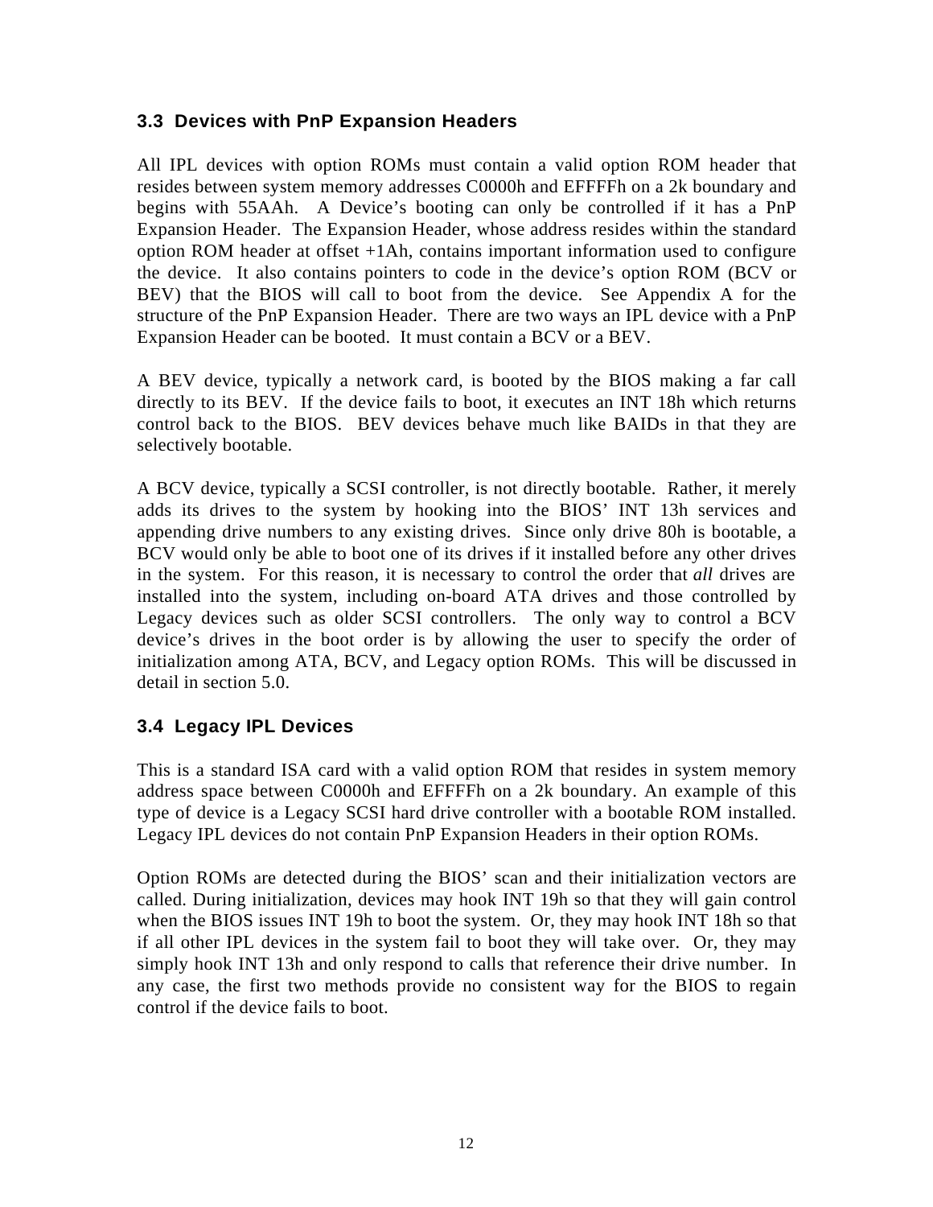### 3.3 Devices with PnP Expansion Headers

All IPL devices with option ROMs must contain a valid option ROM header that resides between system memory addresses C0000h and EFFFFh on a 2k boundary and begins with 55AAh. A Device's booting can only be controlled if it has a PnP Expansion Header. The Expansion Header, whose address resides within the standard option ROM header at offset +1Ah, contains important information used to configure the device. It also contains pointers to code in the device's option ROM (BCV or BEV) that the BIOS will call to boot from the device. See Appendix A for the structure of the PnP Expansion Header. There are two ways an IPL device with a PnP Expansion Header can be booted. It must contain a BCV or a BEV.

A BEV device, typically a network card, is booted by the BIOS making a far call directly to its BEV. If the device fails to boot, it executes an INT 18h which returns control back to the BIOS. BEV devices behave much like BAIDs in that they are selectively bootable.

A BCV device, typically a SCSI controller, is not directly bootable. Rather, it merely adds its drives to the system by hooking into the BIOS' INT 13h services and appending drive numbers to any existing drives. Since only drive 80h is bootable, a BCV would only be able to boot one of its drives if it installed before any other drives in the system. For this reason, it is necessary to control the order that *all* drives are installed into the system, including on-board ATA drives and those controlled by Legacy devices such as older SCSI controllers. The only way to control a BCV device's drives in the boot order is by allowing the user to specify the order of initialization among ATA, BCV, and Legacy option ROMs. This will be discussed in detail in section 5.0.

### 3.4 Legacy IPL Devices

This is a standard ISA card with a valid option ROM that resides in system memory address space between C0000h and EFFFFh on a 2k boundary. An example of this type of device is a Legacy SCSI hard drive controller with a bootable ROM installed. Legacy IPL devices do not contain PnP Expansion Headers in their option ROMs.

Option ROMs are detected during the BIOS' scan and their initialization vectors are called. During initialization, devices may hook INT 19h so that they will gain control when the BIOS issues INT 19h to boot the system. Or, they may hook INT 18h so that if all other IPL devices in the system fail to boot they will take over. Or, they may simply hook INT 13h and only respond to calls that reference their drive number. In any case, the first two methods provide no consistent way for the BIOS to regain control if the device fails to boot.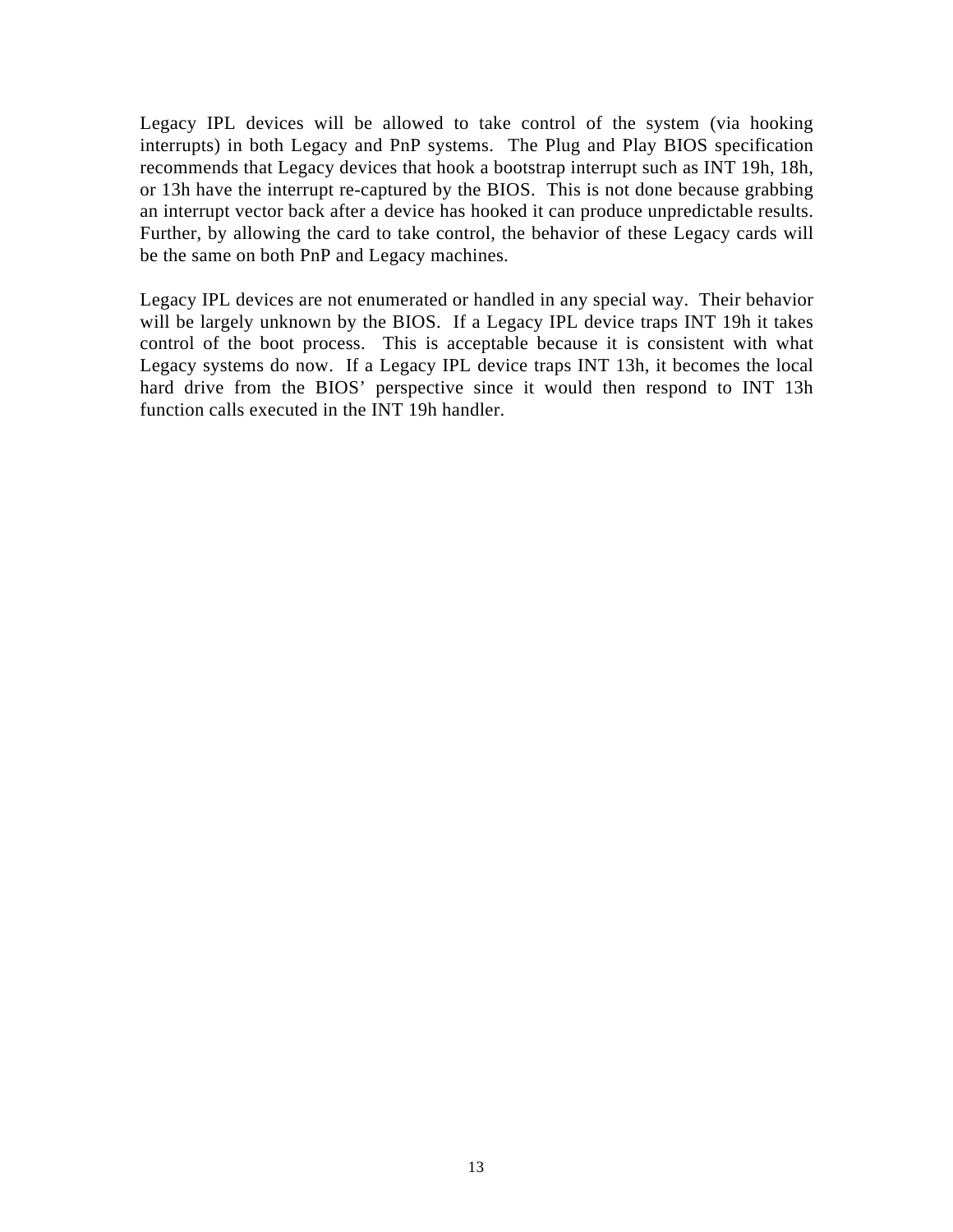Legacy IPL devices will be allowed to take control of the system (via hooking interrupts) in both Legacy and PnP systems. The Plug and Play BIOS specification recommends that Legacy devices that hook a bootstrap interrupt such as INT 19h, 18h, or 13h have the interrupt re-captured by the BIOS. This is not done because grabbing an interrupt vector back after a device has hooked it can produce unpredictable results. Further, by allowing the card to take control, the behavior of these Legacy cards will be the same on both PnP and Legacy machines.

Legacy IPL devices are not enumerated or handled in any special way. Their behavior will be largely unknown by the BIOS. If a Legacy IPL device traps INT 19h it takes control of the boot process. This is acceptable because it is consistent with what Legacy systems do now. If a Legacy IPL device traps INT 13h, it becomes the local hard drive from the BIOS' perspective since it would then respond to INT 13h function calls executed in the INT 19h handler.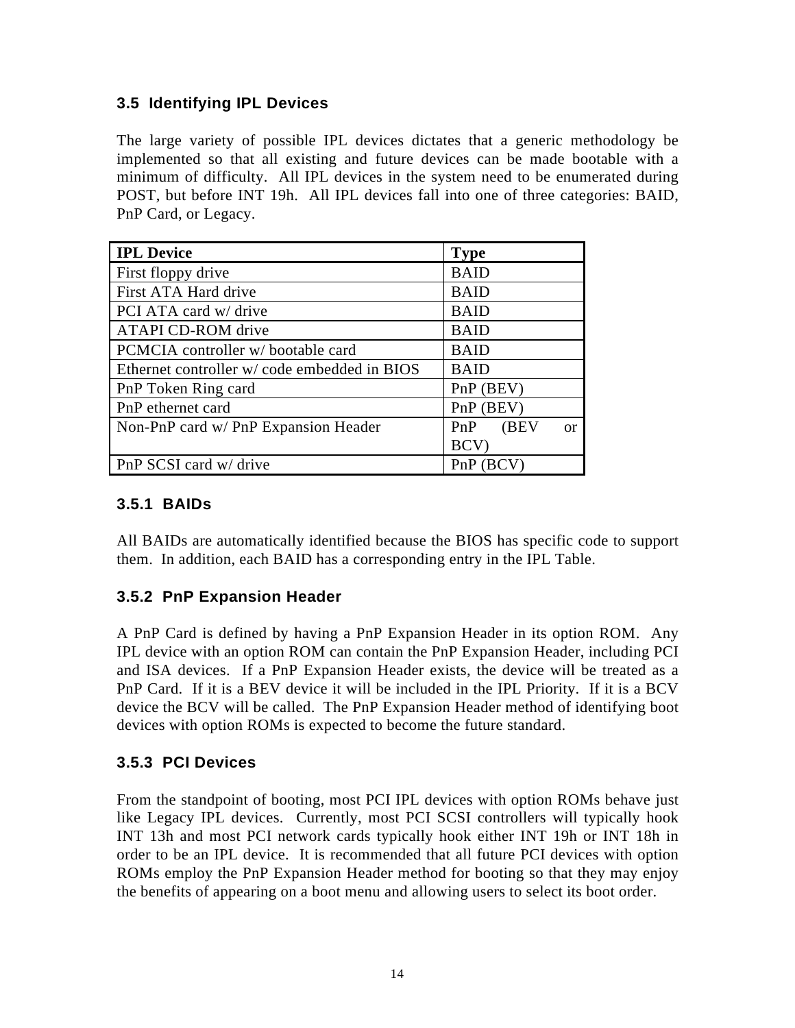## 3.5 Identifying IPL Devices

The large variety of possible IPL devices dictates that a generic methodology be implemented so that all existing and future devices can be made bootable with a minimum of difficulty. All IPL devices in the system need to be enumerated during POST, but before INT 19h. All IPL devices fall into one of three categories: BAID, PnP Card, or Legacy.

| IPL Device | Type |
|---|---|
| First floppy drive | BAID |
| First ATA Hard drive | BAID |
| PCI ATA card w/ drive | BAID |
| ATAPI CD-ROM drive | BAID |
| PCMCIA controller w/ bootable card | BAID |
| Ethernet controller w/ code embedded in BIOS | BAID |
| PnP Token Ring card | PnP (BEV) |
| PnP ethernet card | PnP (BEV) |
| Non-PnP card w/ PnP Expansion Header | PnP (BEV or BCV) |
| PnP SCSI card w/ drive | PnP (BCV) |

### 3.5.1 BAIDs

All BAIDs are automatically identified because the BIOS has specific code to support them. In addition, each BAID has a corresponding entry in the IPL Table.

### 3.5.2 PnP Expansion Header

A PnP Card is defined by having a PnP Expansion Header in its option ROM. Any IPL device with an option ROM can contain the PnP Expansion Header, including PCI and ISA devices. If a PnP Expansion Header exists, the device will be treated as a PnP Card. If it is a BEV device it will be included in the IPL Priority. If it is a BCV device the BCV will be called. The PnP Expansion Header method of identifying boot devices with option ROMs is expected to become the future standard.

### 3.5.3 PCI Devices

From the standpoint of booting, most PCI IPL devices with option ROMs behave just like Legacy IPL devices. Currently, most PCI SCSI controllers will typically hook INT 13h and most PCI network cards typically hook either INT 19h or INT 18h in order to be an IPL device. It is recommended that all future PCI devices with option ROMs employ the PnP Expansion Header method for booting so that they may enjoy the benefits of appearing on a boot menu and allowing users to select its boot order.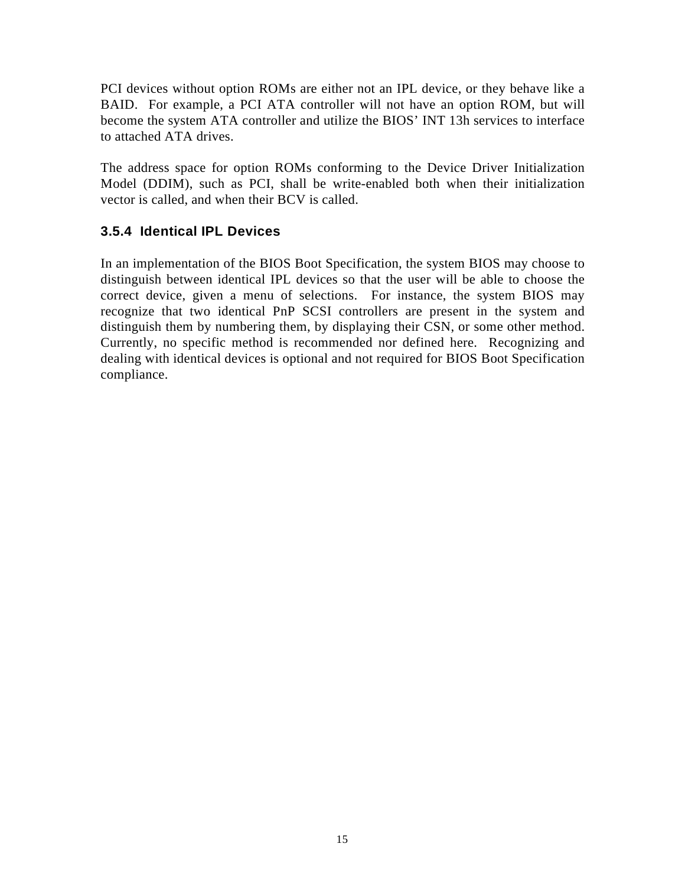PCI devices without option ROMs are either not an IPL device, or they behave like a BAID. For example, a PCI ATA controller will not have an option ROM, but will become the system ATA controller and utilize the BIOS' INT 13h services to interface to attached ATA drives.

The address space for option ROMs conforming to the Device Driver Initialization Model (DDIM), such as PCI, shall be write-enabled both when their initialization vector is called, and when their BCV is called.

### 3.5.4 Identical IPL Devices

In an implementation of the BIOS Boot Specification, the system BIOS may choose to distinguish between identical IPL devices so that the user will be able to choose the correct device, given a menu of selections. For instance, the system BIOS may recognize that two identical PnP SCSI controllers are present in the system and distinguish them by numbering them, by displaying their CSN, or some other method. Currently, no specific method is recommended nor defined here. Recognizing and dealing with identical devices is optional and not required for BIOS Boot Specification compliance.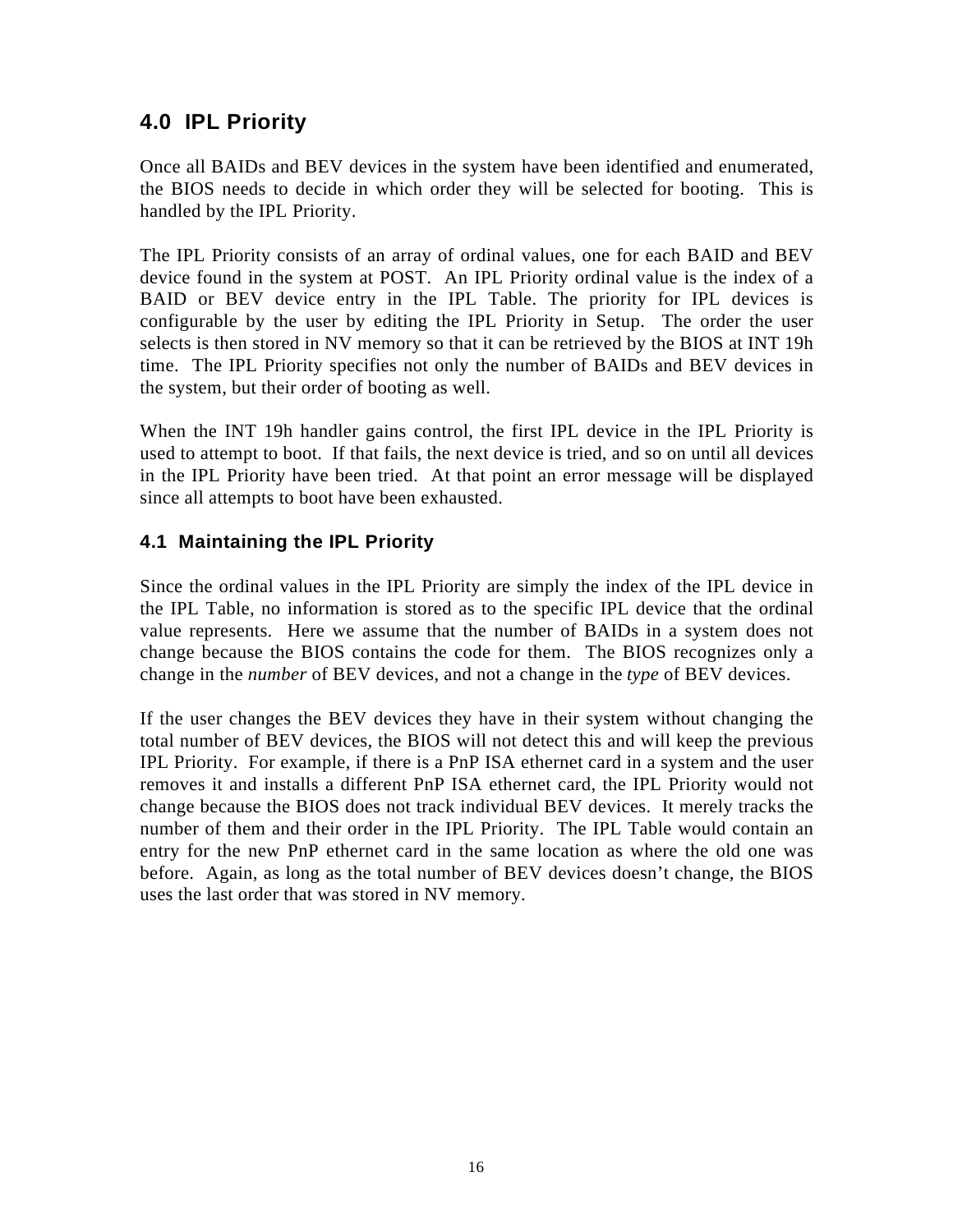## 4.0 IPL Priority

Once all BAIDs and BEV devices in the system have been identified and enumerated, the BIOS needs to decide in which order they will be selected for booting. This is handled by the IPL Priority.

The IPL Priority consists of an array of ordinal values, one for each BAID and BEV device found in the system at POST. An IPL Priority ordinal value is the index of a BAID or BEV device entry in the IPL Table. The priority for IPL devices is configurable by the user by editing the IPL Priority in Setup. The order the user selects is then stored in NV memory so that it can be retrieved by the BIOS at INT 19h time. The IPL Priority specifies not only the number of BAIDs and BEV devices in the system, but their order of booting as well.

When the INT 19h handler gains control, the first IPL device in the IPL Priority is used to attempt to boot. If that fails, the next device is tried, and so on until all devices in the IPL Priority have been tried. At that point an error message will be displayed since all attempts to boot have been exhausted.

### 4.1 Maintaining the IPL Priority

Since the ordinal values in the IPL Priority are simply the index of the IPL device in the IPL Table, no information is stored as to the specific IPL device that the ordinal value represents. Here we assume that the number of BAIDs in a system does not change because the BIOS contains the code for them. The BIOS recognizes only a change in the *number* of BEV devices, and not a change in the *type* of BEV devices.

If the user changes the BEV devices they have in their system without changing the total number of BEV devices, the BIOS will not detect this and will keep the previous IPL Priority. For example, if there is a PnP ISA ethernet card in a system and the user removes it and installs a different PnP ISA ethernet card, the IPL Priority would not change because the BIOS does not track individual BEV devices. It merely tracks the number of them and their order in the IPL Priority. The IPL Table would contain an entry for the new PnP ethernet card in the same location as where the old one was before. Again, as long as the total number of BEV devices doesn't change, the BIOS uses the last order that was stored in NV memory.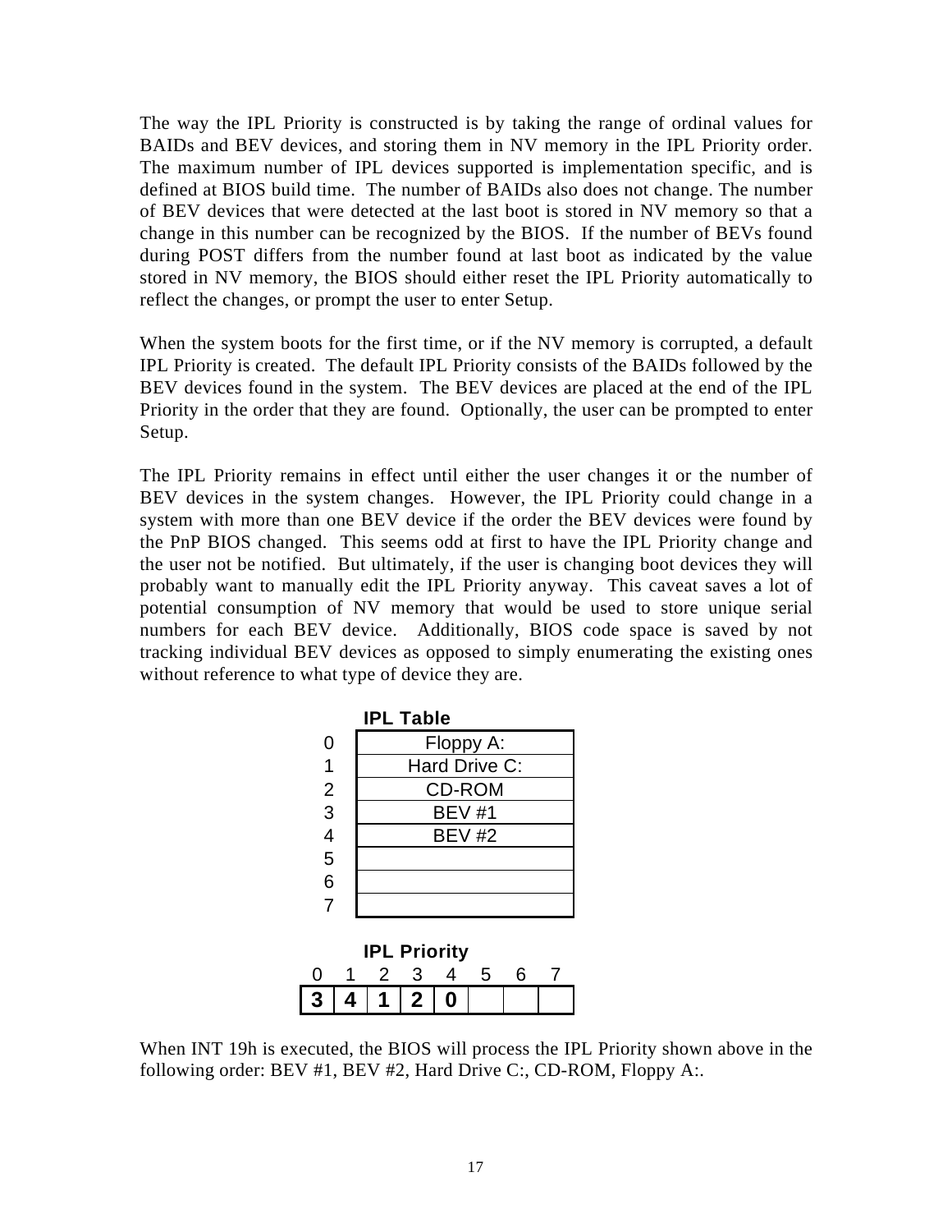The way the IPL Priority is constructed is by taking the range of ordinal values for BAIDs and BEV devices, and storing them in NV memory in the IPL Priority order. The maximum number of IPL devices supported is implementation specific, and is defined at BIOS build time. The number of BAIDs also does not change. The number of BEV devices that were detected at the last boot is stored in NV memory so that a change in this number can be recognized by the BIOS. If the number of BEVs found during POST differs from the number found at last boot as indicated by the value stored in NV memory, the BIOS should either reset the IPL Priority automatically to reflect the changes, or prompt the user to enter Setup.

When the system boots for the first time, or if the NV memory is corrupted, a default IPL Priority is created. The default IPL Priority consists of the BAIDs followed by the BEV devices found in the system. The BEV devices are placed at the end of the IPL Priority in the order that they are found. Optionally, the user can be prompted to enter Setup.

The IPL Priority remains in effect until either the user changes it or the number of BEV devices in the system changes. However, the IPL Priority could change in a system with more than one BEV device if the order the BEV devices were found by the PnP BIOS changed. This seems odd at first to have the IPL Priority change and the user not be notified. But ultimately, if the user is changing boot devices they will probably want to manually edit the IPL Priority anyway. This caveat saves a lot of potential consumption of NV memory that would be used to store unique serial numbers for each BEV device. Additionally, BIOS code space is saved by not tracking individual BEV devices as opposed to simply enumerating the existing ones without reference to what type of device they are.

**IPL Table**

| | |
|---|---|
| 0 | Floppy A: |
| 1 | Hard Drive C: |
| 2 | CD-ROM |
| 3 | BEV #1 |
| 4 | BEV #2 |
| 5 | |
| 6 | |
| 7 | |

**IPL Priority**

| 0 | 1 | 2 | 3 | 4 | 5 | 6 | 7 |
|---|---|---|---|---|---|---|---|
| **3** | **4** | **1** | **2** | **0** | | | |

When INT 19h is executed, the BIOS will process the IPL Priority shown above in the following order: BEV #1, BEV #2, Hard Drive C:, CD-ROM, Floppy A:.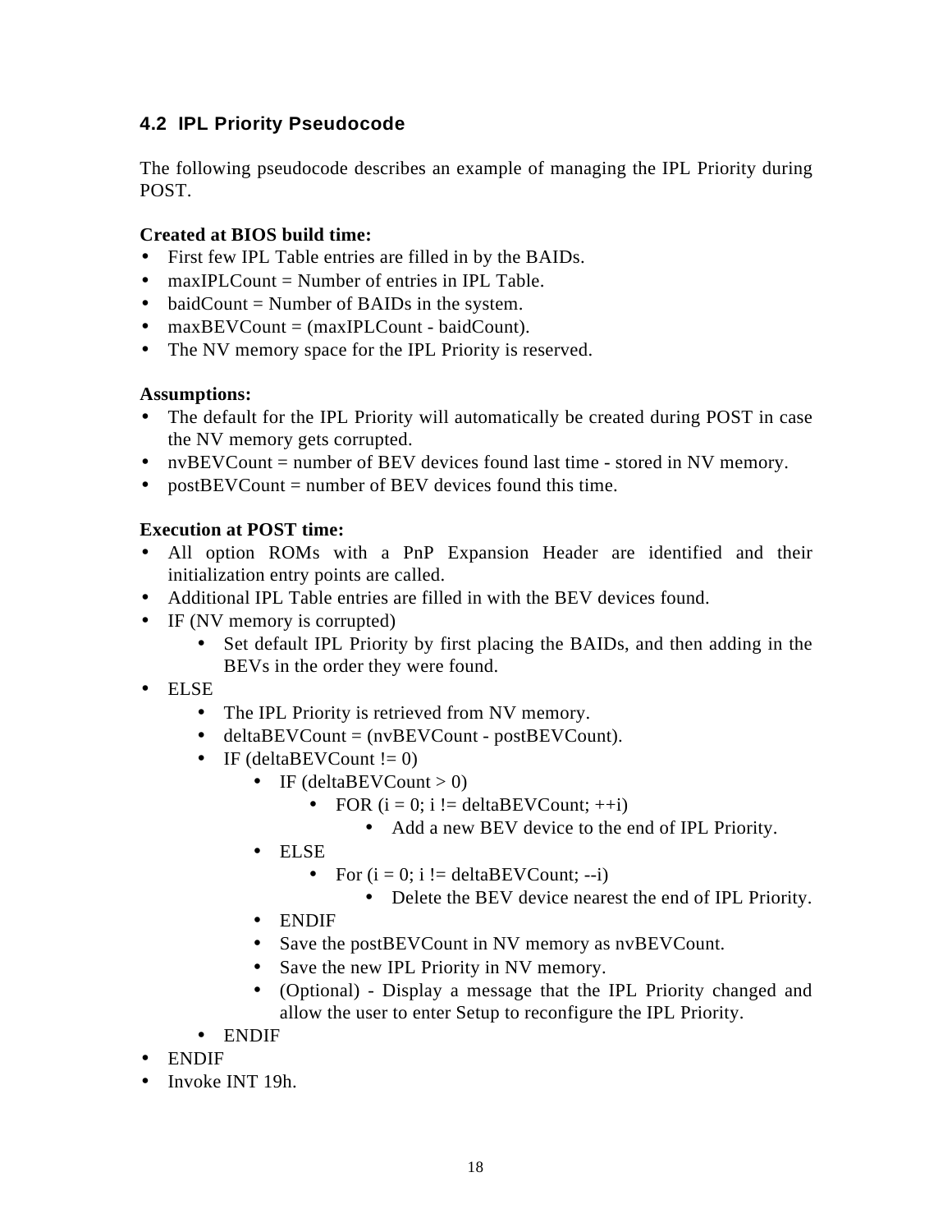### 4.2 IPL Priority Pseudocode

The following pseudocode describes an example of managing the IPL Priority during POST.

**Created at BIOS build time:**

- First few IPL Table entries are filled in by the BAIDs.
- maxIPLCount = Number of entries in IPL Table.
- baidCount = Number of BAIDs in the system.
- maxBEVCount = (maxIPLCount - baidCount).
- The NV memory space for the IPL Priority is reserved.

**Assumptions:**

- The default for the IPL Priority will automatically be created during POST in case the NV memory gets corrupted.
- nvBEVCount = number of BEV devices found last time - stored in NV memory.
- postBEVCount = number of BEV devices found this time.

**Execution at POST time:**

- All option ROMs with a PnP Expansion Header are identified and their initialization entry points are called.
- Additional IPL Table entries are filled in with the BEV devices found.
- IF (NV memory is corrupted)
    - Set default IPL Priority by first placing the BAIDs, and then adding in the BEVs in the order they were found.
- ELSE
    - The IPL Priority is retrieved from NV memory.
    - deltaBEVCount = (nvBEVCount - postBEVCount).
    - IF (deltaBEVCount != 0)
        - IF (deltaBEVCount > 0)
            - FOR (i = 0; i != deltaBEVCount; ++i)
                - Add a new BEV device to the end of IPL Priority.
        - ELSE
            - For (i = 0; i != deltaBEVCount; --i)
                - Delete the BEV device nearest the end of IPL Priority.
        - ENDIF
        - Save the postBEVCount in NV memory as nvBEVCount.
        - Save the new IPL Priority in NV memory.
        - (Optional) - Display a message that the IPL Priority changed and allow the user to enter Setup to reconfigure the IPL Priority.
    - ENDIF
- ENDIF
- Invoke INT 19h.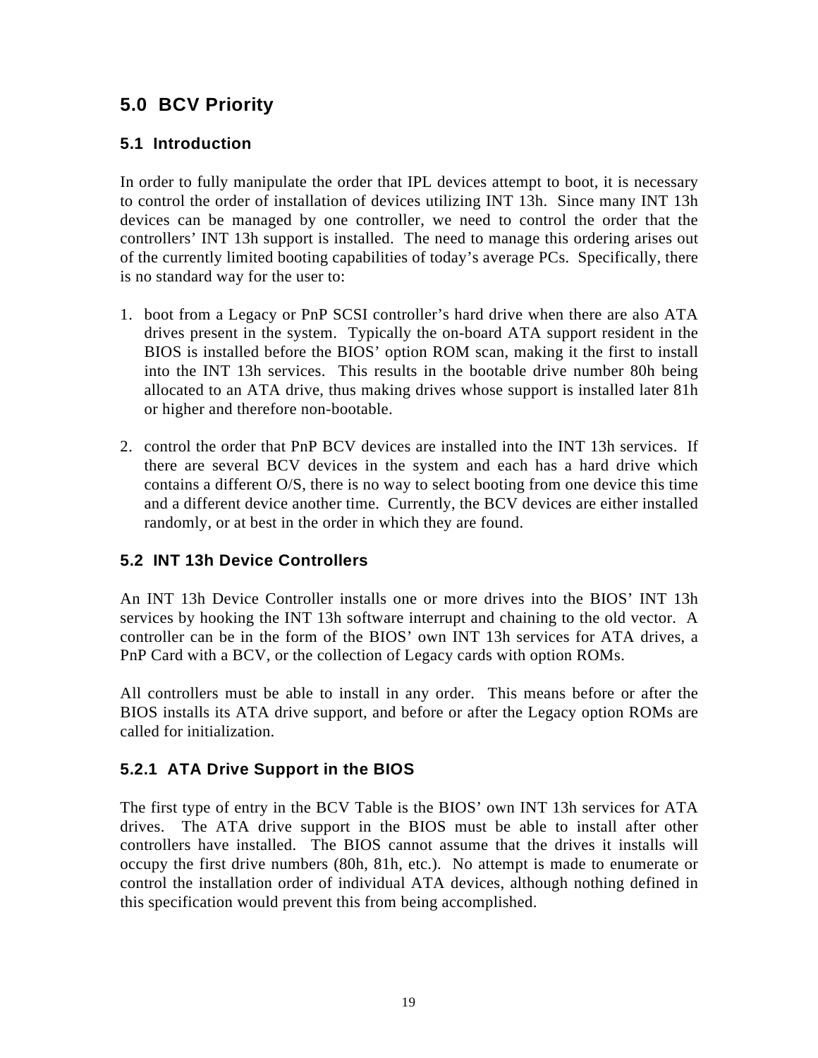# 5.0 BCV Priority

## 5.1 Introduction

In order to fully manipulate the order that IPL devices attempt to boot, it is necessary to control the order of installation of devices utilizing INT 13h. Since many INT 13h devices can be managed by one controller, we need to control the order that the controllers' INT 13h support is installed. The need to manage this ordering arises out of the currently limited booting capabilities of today's average PCs. Specifically, there is no standard way for the user to:

1. boot from a Legacy or PnP SCSI controller's hard drive when there are also ATA drives present in the system. Typically the on-board ATA support resident in the BIOS is installed before the BIOS' option ROM scan, making it the first to install into the INT 13h services. This results in the bootable drive number 80h being allocated to an ATA drive, thus making drives whose support is installed later 81h or higher and therefore non-bootable.

2. control the order that PnP BCV devices are installed into the INT 13h services. If there are several BCV devices in the system and each has a hard drive which contains a different O/S, there is no way to select booting from one device this time and a different device another time. Currently, the BCV devices are either installed randomly, or at best in the order in which they are found.

## 5.2 INT 13h Device Controllers

An INT 13h Device Controller installs one or more drives into the BIOS' INT 13h services by hooking the INT 13h software interrupt and chaining to the old vector. A controller can be in the form of the BIOS' own INT 13h services for ATA drives, a PnP Card with a BCV, or the collection of Legacy cards with option ROMs.

All controllers must be able to install in any order. This means before or after the BIOS installs its ATA drive support, and before or after the Legacy option ROMs are called for initialization.

### 5.2.1 ATA Drive Support in the BIOS

The first type of entry in the BCV Table is the BIOS' own INT 13h services for ATA drives. The ATA drive support in the BIOS must be able to install after other controllers have installed. The BIOS cannot assume that the drives it installs will occupy the first drive numbers (80h, 81h, etc.). No attempt is made to enumerate or control the installation order of individual ATA devices, although nothing defined in this specification would prevent this from being accomplished.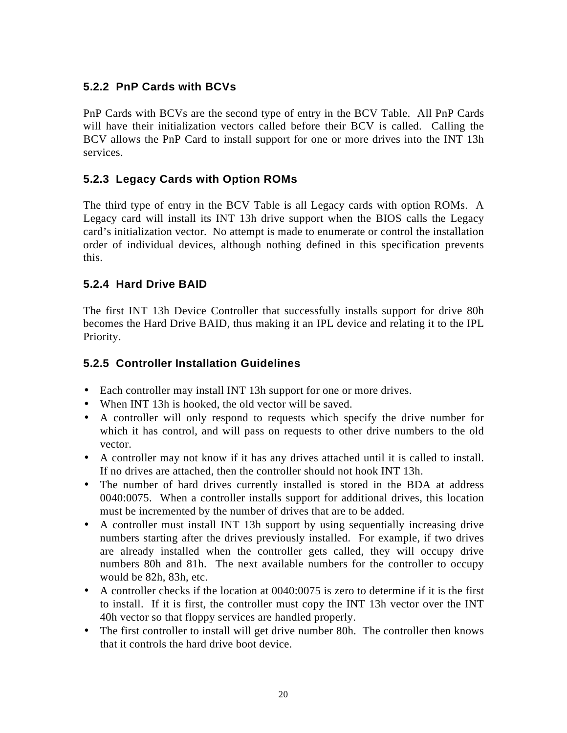### 5.2.2 PnP Cards with BCVs

PnP Cards with BCVs are the second type of entry in the BCV Table. All PnP Cards will have their initialization vectors called before their BCV is called. Calling the BCV allows the PnP Card to install support for one or more drives into the INT 13h services.

### 5.2.3 Legacy Cards with Option ROMs

The third type of entry in the BCV Table is all Legacy cards with option ROMs. A Legacy card will install its INT 13h drive support when the BIOS calls the Legacy card's initialization vector. No attempt is made to enumerate or control the installation order of individual devices, although nothing defined in this specification prevents this.

### 5.2.4 Hard Drive BAID

The first INT 13h Device Controller that successfully installs support for drive 80h becomes the Hard Drive BAID, thus making it an IPL device and relating it to the IPL Priority.

### 5.2.5 Controller Installation Guidelines

- Each controller may install INT 13h support for one or more drives.
- When INT 13h is hooked, the old vector will be saved.
- A controller will only respond to requests which specify the drive number for which it has control, and will pass on requests to other drive numbers to the old vector.
- A controller may not know if it has any drives attached until it is called to install. If no drives are attached, then the controller should not hook INT 13h.
- The number of hard drives currently installed is stored in the BDA at address 0040:0075. When a controller installs support for additional drives, this location must be incremented by the number of drives that are to be added.
- A controller must install INT 13h support by using sequentially increasing drive numbers starting after the drives previously installed. For example, if two drives are already installed when the controller gets called, they will occupy drive numbers 80h and 81h. The next available numbers for the controller to occupy would be 82h, 83h, etc.
- A controller checks if the location at 0040:0075 is zero to determine if it is the first to install. If it is first, the controller must copy the INT 13h vector over the INT 40h vector so that floppy services are handled properly.
- The first controller to install will get drive number 80h. The controller then knows that it controls the hard drive boot device.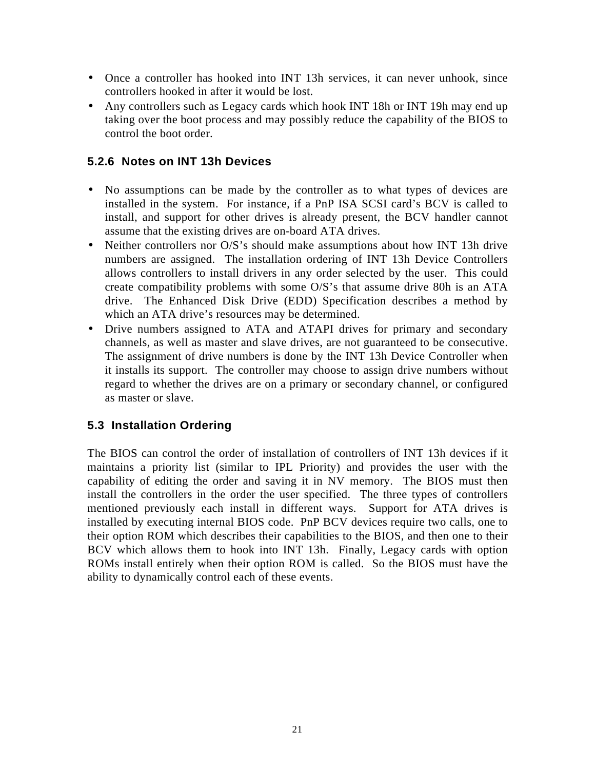- Once a controller has hooked into INT 13h services, it can never unhook, since controllers hooked in after it would be lost.
- Any controllers such as Legacy cards which hook INT 18h or INT 19h may end up taking over the boot process and may possibly reduce the capability of the BIOS to control the boot order.

### 5.2.6 Notes on INT 13h Devices

- No assumptions can be made by the controller as to what types of devices are installed in the system. For instance, if a PnP ISA SCSI card's BCV is called to install, and support for other drives is already present, the BCV handler cannot assume that the existing drives are on-board ATA drives.
- Neither controllers nor O/S's should make assumptions about how INT 13h drive numbers are assigned. The installation ordering of INT 13h Device Controllers allows controllers to install drivers in any order selected by the user. This could create compatibility problems with some O/S's that assume drive 80h is an ATA drive. The Enhanced Disk Drive (EDD) Specification describes a method by which an ATA drive's resources may be determined.
- Drive numbers assigned to ATA and ATAPI drives for primary and secondary channels, as well as master and slave drives, are not guaranteed to be consecutive. The assignment of drive numbers is done by the INT 13h Device Controller when it installs its support. The controller may choose to assign drive numbers without regard to whether the drives are on a primary or secondary channel, or configured as master or slave.

## 5.3 Installation Ordering

The BIOS can control the order of installation of controllers of INT 13h devices if it maintains a priority list (similar to IPL Priority) and provides the user with the capability of editing the order and saving it in NV memory. The BIOS must then install the controllers in the order the user specified. The three types of controllers mentioned previously each install in different ways. Support for ATA drives is installed by executing internal BIOS code. PnP BCV devices require two calls, one to their option ROM which describes their capabilities to the BIOS, and then one to their BCV which allows them to hook into INT 13h. Finally, Legacy cards with option ROMs install entirely when their option ROM is called. So the BIOS must have the ability to dynamically control each of these events.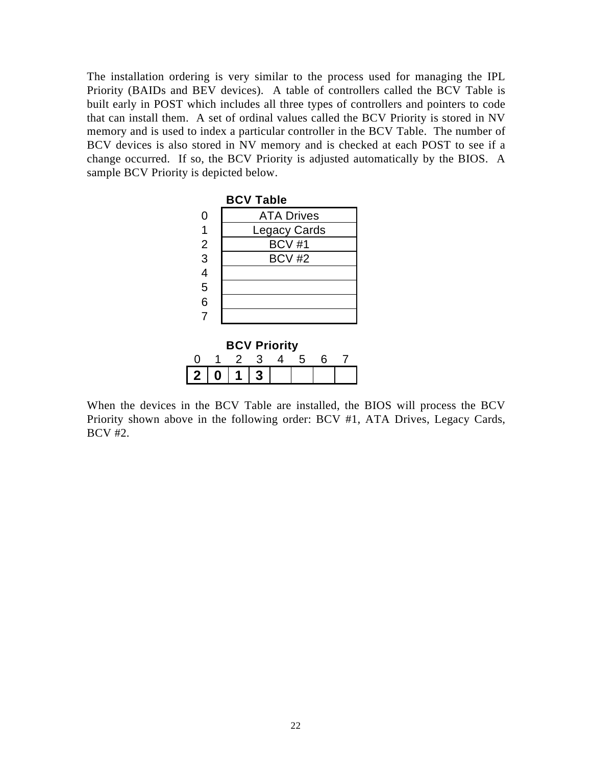The installation ordering is very similar to the process used for managing the IPL Priority (BAIDs and BEV devices). A table of controllers called the BCV Table is built early in POST which includes all three types of controllers and pointers to code that can install them. A set of ordinal values called the BCV Priority is stored in NV memory and is used to index a particular controller in the BCV Table. The number of BCV devices is also stored in NV memory and is checked at each POST to see if a change occurred. If so, the BCV Priority is adjusted automatically by the BIOS. A sample BCV Priority is depicted below.

**BCV Table**

| | BCV Table |
|---|---|
| 0 | ATA Drives |
| 1 | Legacy Cards |
| 2 | BCV #1 |
| 3 | BCV #2 |
| 4 | |
| 5 | |
| 6 | |
| 7 | |

**BCV Priority**

| 0 | 1 | 2 | 3 | 4 | 5 | 6 | 7 |
|---|---|---|---|---|---|---|---|
| **2** | **0** | **1** | **3** | | | | |

When the devices in the BCV Table are installed, the BIOS will process the BCV Priority shown above in the following order: BCV #1, ATA Drives, Legacy Cards, BCV #2.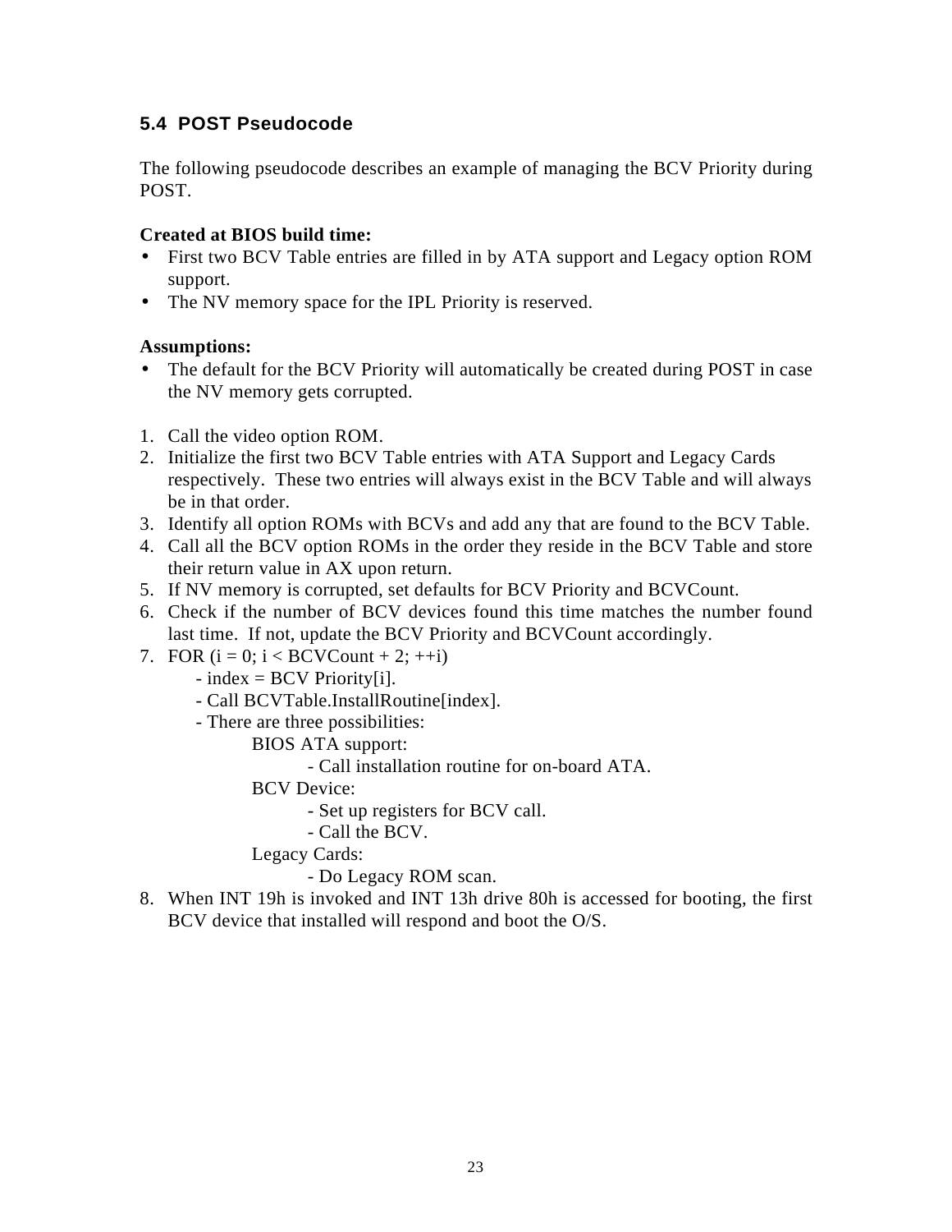## 5.4 POST Pseudocode

The following pseudocode describes an example of managing the BCV Priority during POST.

**Created at BIOS build time:**

- First two BCV Table entries are filled in by ATA support and Legacy option ROM support.
- The NV memory space for the IPL Priority is reserved.

**Assumptions:**

- The default for the BCV Priority will automatically be created during POST in case the NV memory gets corrupted.

1. Call the video option ROM.
2. Initialize the first two BCV Table entries with ATA Support and Legacy Cards respectively. These two entries will always exist in the BCV Table and will always be in that order.
3. Identify all option ROMs with BCVs and add any that are found to the BCV Table.
4. Call all the BCV option ROMs in the order they reside in the BCV Table and store their return value in AX upon return.
5. If NV memory is corrupted, set defaults for BCV Priority and BCVCount.
6. Check if the number of BCV devices found this time matches the number found last time. If not, update the BCV Priority and BCVCount accordingly.
7. FOR (i = 0; i < BCVCount + 2; ++i)
   - index = BCV Priority[i].
   - Call BCVTable.InstallRoutine[index].
   - There are three possibilities:
     - BIOS ATA support:
       - Call installation routine for on-board ATA.
     - BCV Device:
       - Set up registers for BCV call.
       - Call the BCV.
     - Legacy Cards:
       - Do Legacy ROM scan.
8. When INT 19h is invoked and INT 13h drive 80h is accessed for booting, the first BCV device that installed will respond and boot the O/S.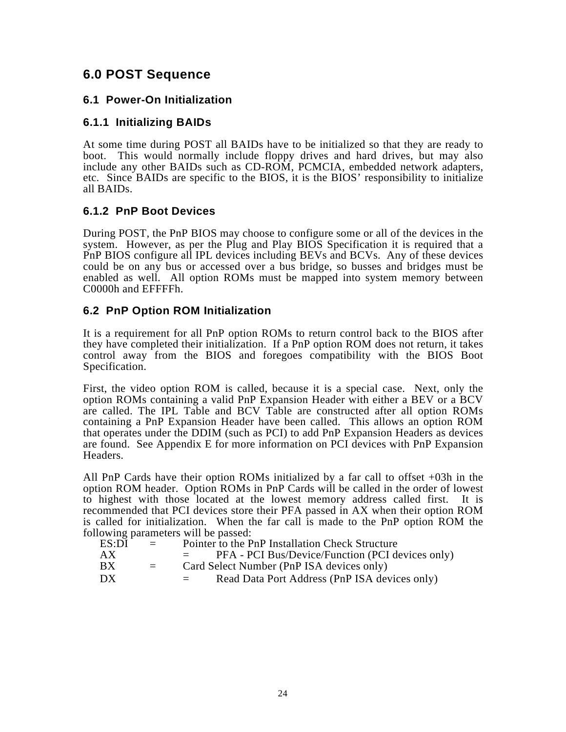# 6.0 POST Sequence

## 6.1 Power-On Initialization

### 6.1.1 Initializing BAIDs

At some time during POST all BAIDs have to be initialized so that they are ready to boot. This would normally include floppy drives and hard drives, but may also include any other BAIDs such as CD-ROM, PCMCIA, embedded network adapters, etc. Since BAIDs are specific to the BIOS, it is the BIOS' responsibility to initialize all BAIDs.

### 6.1.2 PnP Boot Devices

During POST, the PnP BIOS may choose to configure some or all of the devices in the system. However, as per the Plug and Play BIOS Specification it is required that a PnP BIOS configure all IPL devices including BEVs and BCVs. Any of these devices could be on any bus or accessed over a bus bridge, so busses and bridges must be enabled as well. All option ROMs must be mapped into system memory between C0000h and EFFFFh.

## 6.2 PnP Option ROM Initialization

It is a requirement for all PnP option ROMs to return control back to the BIOS after they have completed their initialization. If a PnP option ROM does not return, it takes control away from the BIOS and foregoes compatibility with the BIOS Boot Specification.

First, the video option ROM is called, because it is a special case. Next, only the option ROMs containing a valid PnP Expansion Header with either a BEV or a BCV are called. The IPL Table and BCV Table are constructed after all option ROMs containing a PnP Expansion Header have been called. This allows an option ROM that operates under the DDIM (such as PCI) to add PnP Expansion Headers as devices are found. See Appendix E for more information on PCI devices with PnP Expansion Headers.

All PnP Cards have their option ROMs initialized by a far call to offset +03h in the option ROM header. Option ROMs in PnP Cards will be called in the order of lowest to highest with those located at the lowest memory address called first. It is recommended that PCI devices store their PFA passed in AX when their option ROM is called for initialization. When the far call is made to the PnP option ROM the following parameters will be passed:

| | | |
|---|---|---|
| ES:DI | = | Pointer to the PnP Installation Check Structure |
| AX | = | PFA - PCI Bus/Device/Function (PCI devices only) |
| BX | = | Card Select Number (PnP ISA devices only) |
| DX | = | Read Data Port Address (PnP ISA devices only) |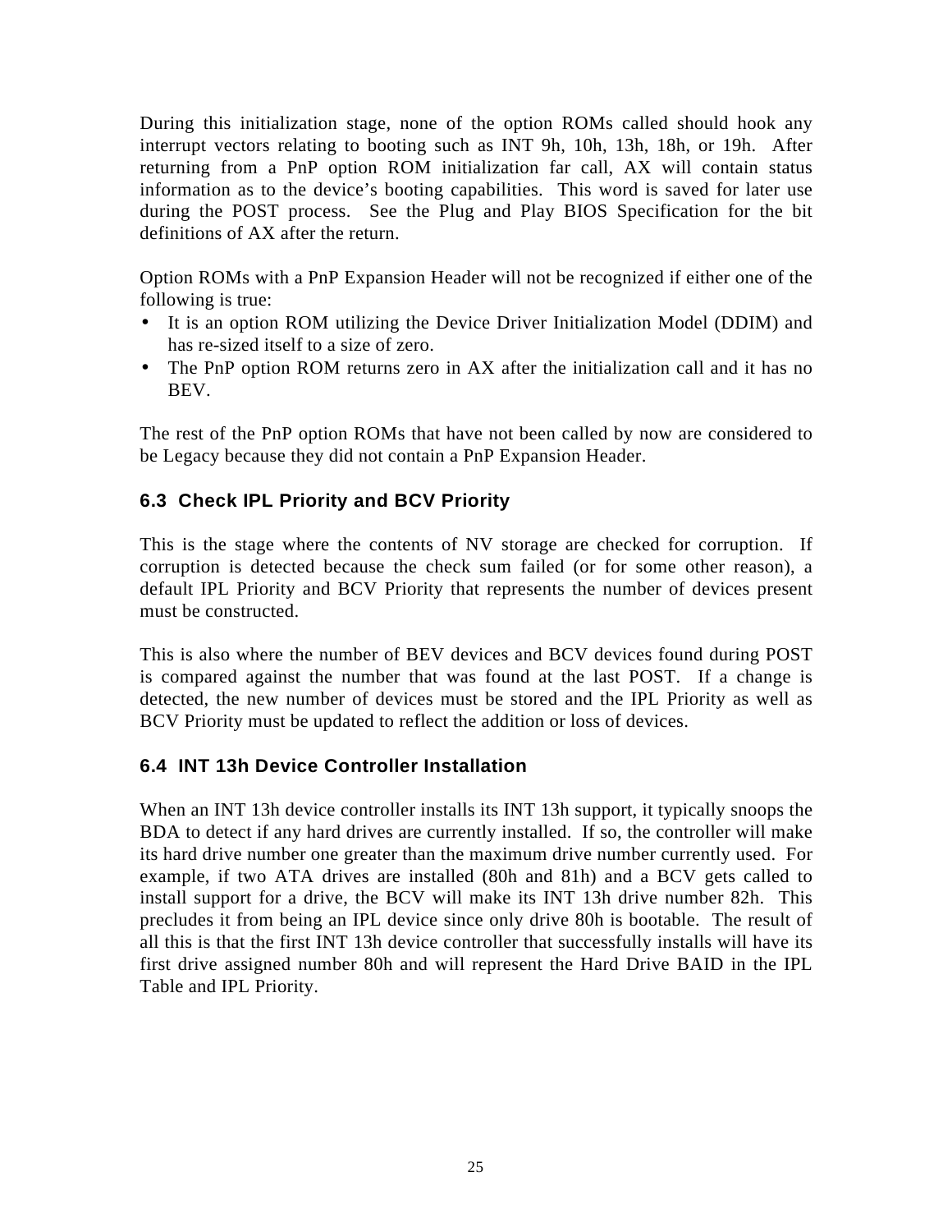During this initialization stage, none of the option ROMs called should hook any interrupt vectors relating to booting such as INT 9h, 10h, 13h, 18h, or 19h. After returning from a PnP option ROM initialization far call, AX will contain status information as to the device's booting capabilities. This word is saved for later use during the POST process. See the Plug and Play BIOS Specification for the bit definitions of AX after the return.

Option ROMs with a PnP Expansion Header will not be recognized if either one of the following is true:

- It is an option ROM utilizing the Device Driver Initialization Model (DDIM) and has re-sized itself to a size of zero.
- The PnP option ROM returns zero in AX after the initialization call and it has no BEV.

The rest of the PnP option ROMs that have not been called by now are considered to be Legacy because they did not contain a PnP Expansion Header.

### 6.3 Check IPL Priority and BCV Priority

This is the stage where the contents of NV storage are checked for corruption. If corruption is detected because the check sum failed (or for some other reason), a default IPL Priority and BCV Priority that represents the number of devices present must be constructed.

This is also where the number of BEV devices and BCV devices found during POST is compared against the number that was found at the last POST. If a change is detected, the new number of devices must be stored and the IPL Priority as well as BCV Priority must be updated to reflect the addition or loss of devices.

### 6.4 INT 13h Device Controller Installation

When an INT 13h device controller installs its INT 13h support, it typically snoops the BDA to detect if any hard drives are currently installed. If so, the controller will make its hard drive number one greater than the maximum drive number currently used. For example, if two ATA drives are installed (80h and 81h) and a BCV gets called to install support for a drive, the BCV will make its INT 13h drive number 82h. This precludes it from being an IPL device since only drive 80h is bootable. The result of all this is that the first INT 13h device controller that successfully installs will have its first drive assigned number 80h and will represent the Hard Drive BAID in the IPL Table and IPL Priority.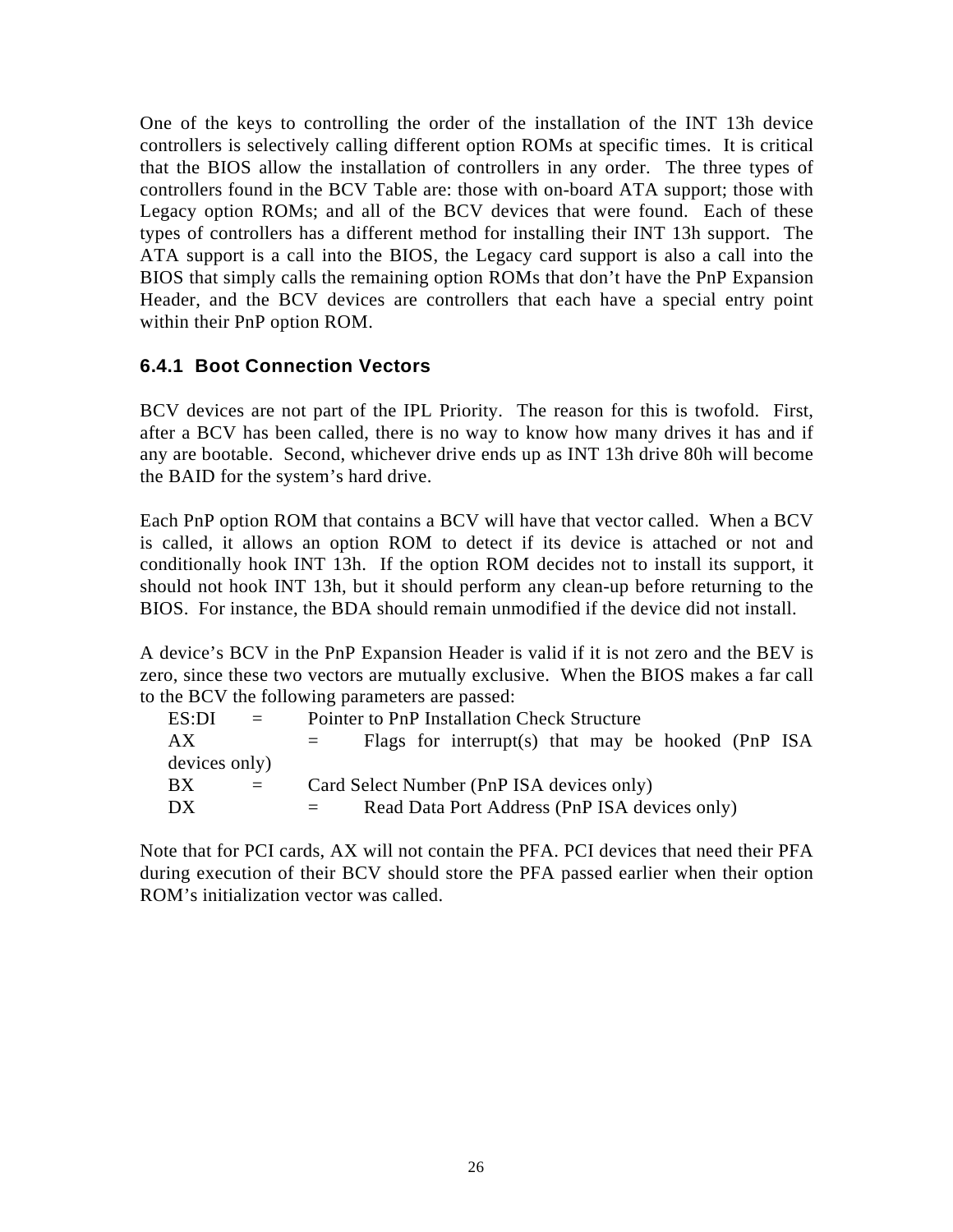One of the keys to controlling the order of the installation of the INT 13h device controllers is selectively calling different option ROMs at specific times. It is critical that the BIOS allow the installation of controllers in any order. The three types of controllers found in the BCV Table are: those with on-board ATA support; those with Legacy option ROMs; and all of the BCV devices that were found. Each of these types of controllers has a different method for installing their INT 13h support. The ATA support is a call into the BIOS, the Legacy card support is also a call into the BIOS that simply calls the remaining option ROMs that don't have the PnP Expansion Header, and the BCV devices are controllers that each have a special entry point within their PnP option ROM.

### 6.4.1 Boot Connection Vectors

BCV devices are not part of the IPL Priority. The reason for this is twofold. First, after a BCV has been called, there is no way to know how many drives it has and if any are bootable. Second, whichever drive ends up as INT 13h drive 80h will become the BAID for the system's hard drive.

Each PnP option ROM that contains a BCV will have that vector called. When a BCV is called, it allows an option ROM to detect if its device is attached or not and conditionally hook INT 13h. If the option ROM decides not to install its support, it should not hook INT 13h, but it should perform any clean-up before returning to the BIOS. For instance, the BDA should remain unmodified if the device did not install.

A device's BCV in the PnP Expansion Header is valid if it is not zero and the BEV is zero, since these two vectors are mutually exclusive. When the BIOS makes a far call to the BCV the following parameters are passed:

| | | |
|---|---|---|
| ES:DI | = | Pointer to PnP Installation Check Structure |
| AX | = | Flags for interrupt(s) that may be hooked (PnP ISA devices only) |
| BX | = | Card Select Number (PnP ISA devices only) |
| DX | = | Read Data Port Address (PnP ISA devices only) |

Note that for PCI cards, AX will not contain the PFA. PCI devices that need their PFA during execution of their BCV should store the PFA passed earlier when their option ROM's initialization vector was called.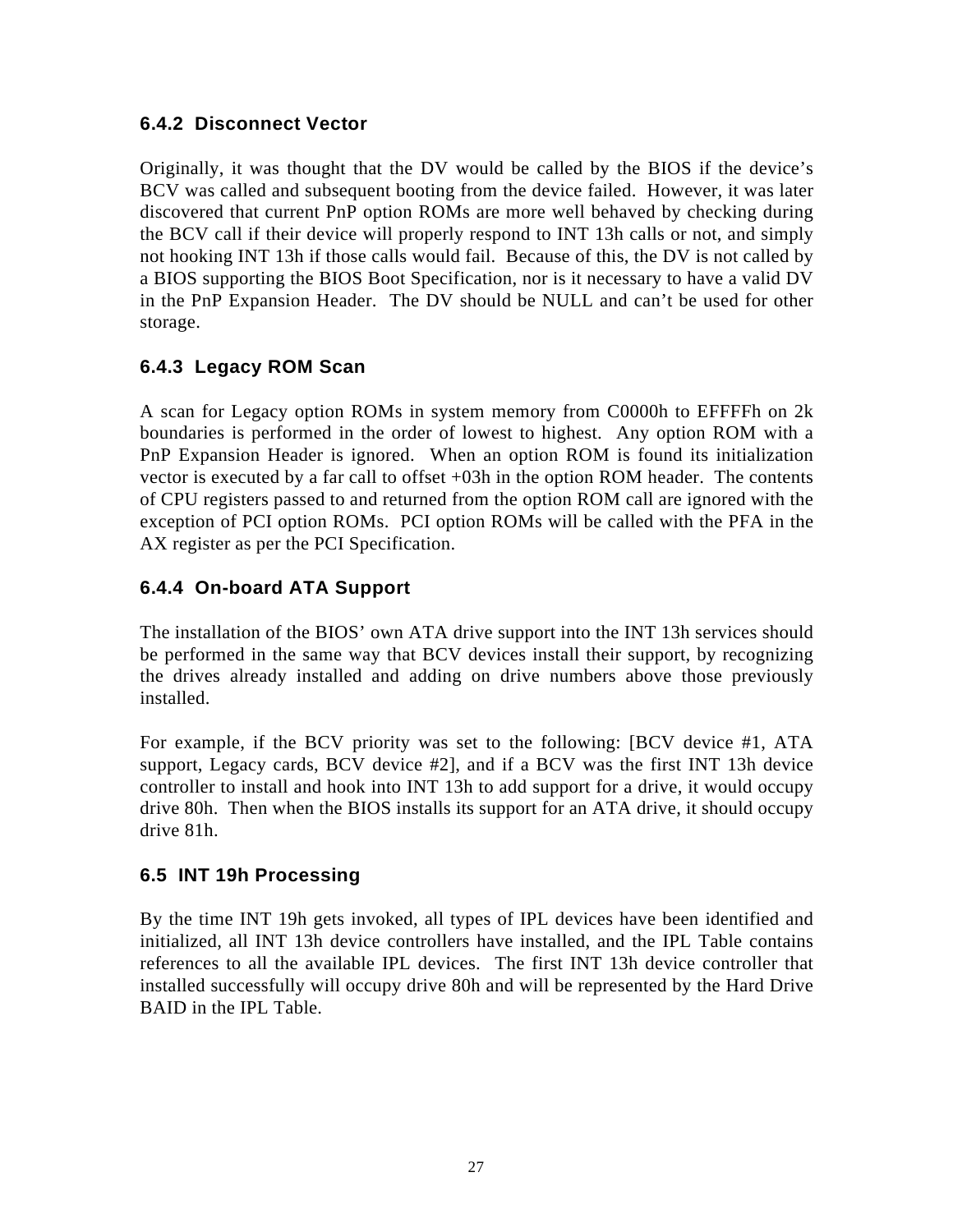### 6.4.2 Disconnect Vector

Originally, it was thought that the DV would be called by the BIOS if the device's BCV was called and subsequent booting from the device failed. However, it was later discovered that current PnP option ROMs are more well behaved by checking during the BCV call if their device will properly respond to INT 13h calls or not, and simply not hooking INT 13h if those calls would fail. Because of this, the DV is not called by a BIOS supporting the BIOS Boot Specification, nor is it necessary to have a valid DV in the PnP Expansion Header. The DV should be NULL and can't be used for other storage.

### 6.4.3 Legacy ROM Scan

A scan for Legacy option ROMs in system memory from C0000h to EFFFFh on 2k boundaries is performed in the order of lowest to highest. Any option ROM with a PnP Expansion Header is ignored. When an option ROM is found its initialization vector is executed by a far call to offset +03h in the option ROM header. The contents of CPU registers passed to and returned from the option ROM call are ignored with the exception of PCI option ROMs. PCI option ROMs will be called with the PFA in the AX register as per the PCI Specification.

### 6.4.4 On-board ATA Support

The installation of the BIOS' own ATA drive support into the INT 13h services should be performed in the same way that BCV devices install their support, by recognizing the drives already installed and adding on drive numbers above those previously installed.

For example, if the BCV priority was set to the following: [BCV device #1, ATA support, Legacy cards, BCV device #2], and if a BCV was the first INT 13h device controller to install and hook into INT 13h to add support for a drive, it would occupy drive 80h. Then when the BIOS installs its support for an ATA drive, it should occupy drive 81h.

## 6.5 INT 19h Processing

By the time INT 19h gets invoked, all types of IPL devices have been identified and initialized, all INT 13h device controllers have installed, and the IPL Table contains references to all the available IPL devices. The first INT 13h device controller that installed successfully will occupy drive 80h and will be represented by the Hard Drive BAID in the IPL Table.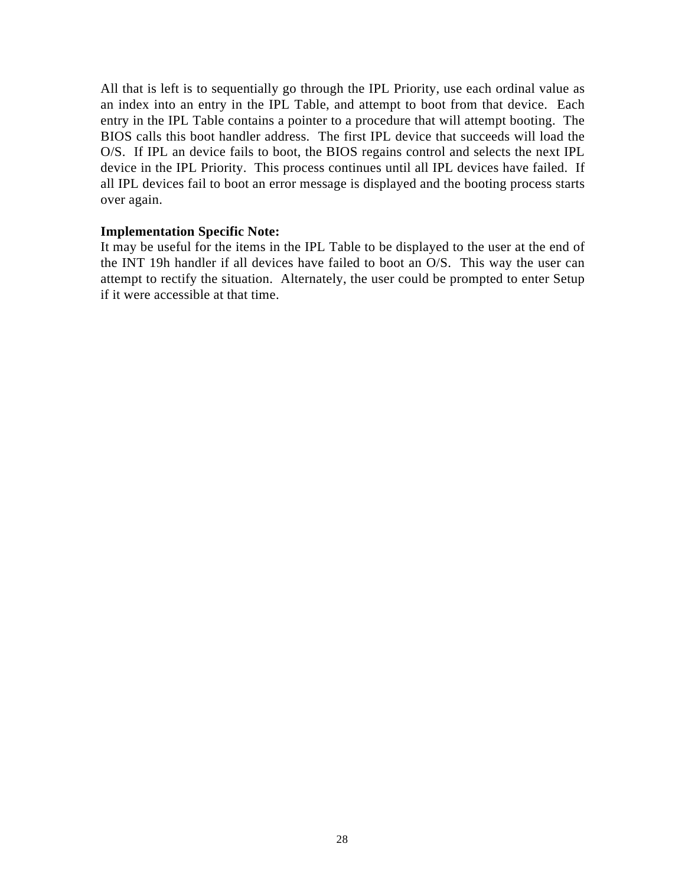All that is left is to sequentially go through the IPL Priority, use each ordinal value as an index into an entry in the IPL Table, and attempt to boot from that device. Each entry in the IPL Table contains a pointer to a procedure that will attempt booting. The BIOS calls this boot handler address. The first IPL device that succeeds will load the O/S. If IPL an device fails to boot, the BIOS regains control and selects the next IPL device in the IPL Priority. This process continues until all IPL devices have failed. If all IPL devices fail to boot an error message is displayed and the booting process starts over again.

**Implementation Specific Note:**
It may be useful for the items in the IPL Table to be displayed to the user at the end of the INT 19h handler if all devices have failed to boot an O/S. This way the user can attempt to rectify the situation. Alternately, the user could be prompted to enter Setup if it were accessible at that time.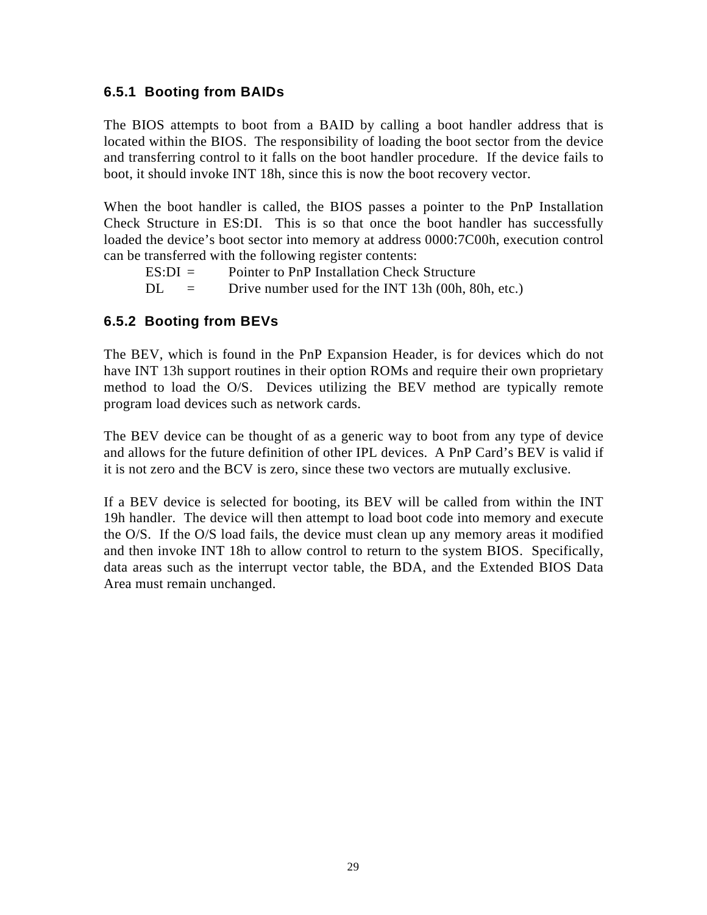### 6.5.1 Booting from BAIDs

The BIOS attempts to boot from a BAID by calling a boot handler address that is located within the BIOS. The responsibility of loading the boot sector from the device and transferring control to it falls on the boot handler procedure. If the device fails to boot, it should invoke INT 18h, since this is now the boot recovery vector.

When the boot handler is called, the BIOS passes a pointer to the PnP Installation Check Structure in ES:DI. This is so that once the boot handler has successfully loaded the device's boot sector into memory at address 0000:7C00h, execution control can be transferred with the following register contents:

ES:DI = Pointer to PnP Installation Check Structure
DL = Drive number used for the INT 13h (00h, 80h, etc.)

### 6.5.2 Booting from BEVs

The BEV, which is found in the PnP Expansion Header, is for devices which do not have INT 13h support routines in their option ROMs and require their own proprietary method to load the O/S. Devices utilizing the BEV method are typically remote program load devices such as network cards.

The BEV device can be thought of as a generic way to boot from any type of device and allows for the future definition of other IPL devices. A PnP Card's BEV is valid if it is not zero and the BCV is zero, since these two vectors are mutually exclusive.

If a BEV device is selected for booting, its BEV will be called from within the INT 19h handler. The device will then attempt to load boot code into memory and execute the O/S. If the O/S load fails, the device must clean up any memory areas it modified and then invoke INT 18h to allow control to return to the system BIOS. Specifically, data areas such as the interrupt vector table, the BDA, and the Extended BIOS Data Area must remain unchanged.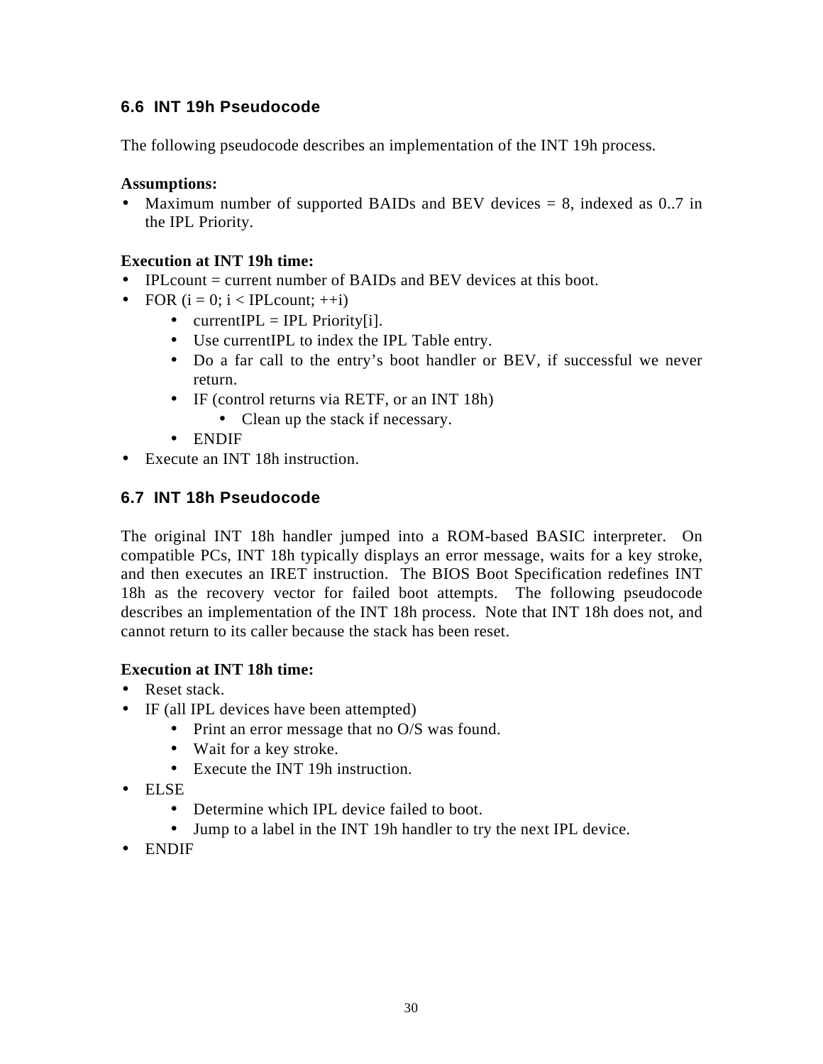### 6.6 INT 19h Pseudocode

The following pseudocode describes an implementation of the INT 19h process.

**Assumptions:**

- Maximum number of supported BAIDs and BEV devices = 8, indexed as 0..7 in the IPL Priority.

**Execution at INT 19h time:**

- IPLcount = current number of BAIDs and BEV devices at this boot.
- FOR (i = 0; i < IPLcount; ++i)
    - currentIPL = IPL Priority[i].
    - Use currentIPL to index the IPL Table entry.
    - Do a far call to the entry's boot handler or BEV, if successful we never return.
    - IF (control returns via RETF, or an INT 18h)
        - Clean up the stack if necessary.
    - ENDIF
- Execute an INT 18h instruction.

### 6.7 INT 18h Pseudocode

The original INT 18h handler jumped into a ROM-based BASIC interpreter. On compatible PCs, INT 18h typically displays an error message, waits for a key stroke, and then executes an IRET instruction. The BIOS Boot Specification redefines INT 18h as the recovery vector for failed boot attempts. The following pseudocode describes an implementation of the INT 18h process. Note that INT 18h does not, and cannot return to its caller because the stack has been reset.

**Execution at INT 18h time:**

- Reset stack.
- IF (all IPL devices have been attempted)
    - Print an error message that no O/S was found.
    - Wait for a key stroke.
    - Execute the INT 19h instruction.
- ELSE
    - Determine which IPL device failed to boot.
    - Jump to a label in the INT 19h handler to try the next IPL device.
- ENDIF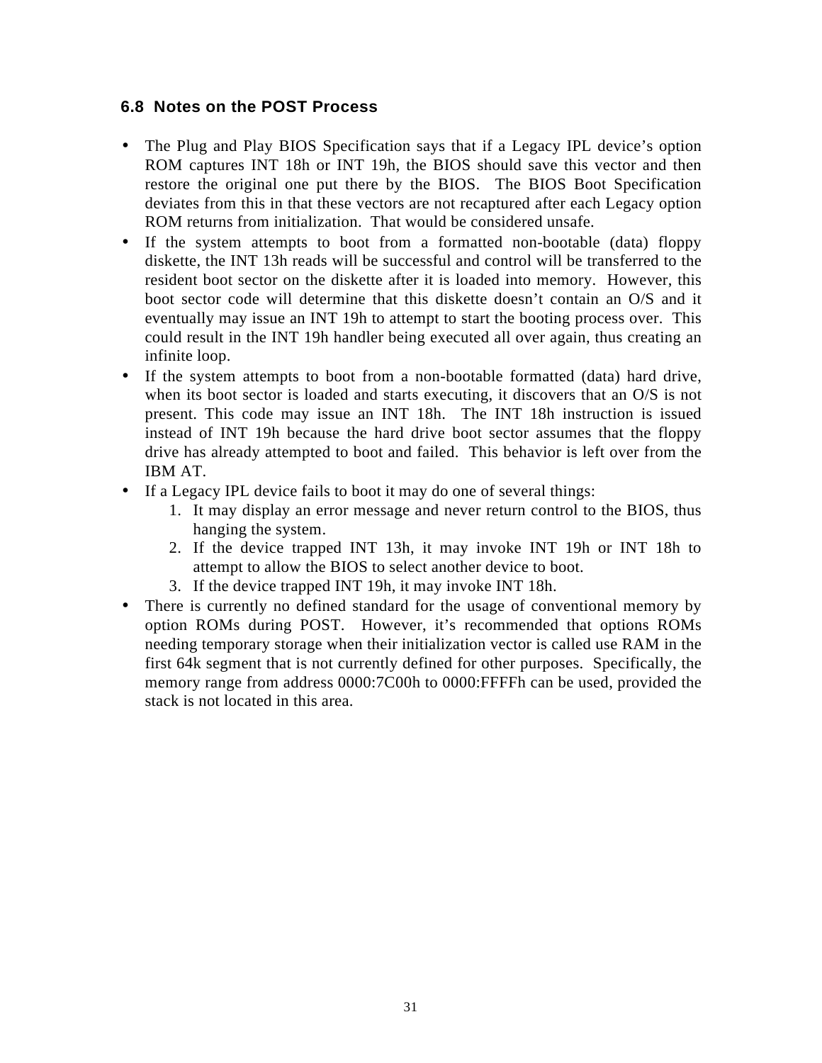### 6.8 Notes on the POST Process

- The Plug and Play BIOS Specification says that if a Legacy IPL device's option ROM captures INT 18h or INT 19h, the BIOS should save this vector and then restore the original one put there by the BIOS. The BIOS Boot Specification deviates from this in that these vectors are not recaptured after each Legacy option ROM returns from initialization. That would be considered unsafe.
- If the system attempts to boot from a formatted non-bootable (data) floppy diskette, the INT 13h reads will be successful and control will be transferred to the resident boot sector on the diskette after it is loaded into memory. However, this boot sector code will determine that this diskette doesn't contain an O/S and it eventually may issue an INT 19h to attempt to start the booting process over. This could result in the INT 19h handler being executed all over again, thus creating an infinite loop.
- If the system attempts to boot from a non-bootable formatted (data) hard drive, when its boot sector is loaded and starts executing, it discovers that an O/S is not present. This code may issue an INT 18h. The INT 18h instruction is issued instead of INT 19h because the hard drive boot sector assumes that the floppy drive has already attempted to boot and failed. This behavior is left over from the IBM AT.
- If a Legacy IPL device fails to boot it may do one of several things:
  1. It may display an error message and never return control to the BIOS, thus hanging the system.
  2. If the device trapped INT 13h, it may invoke INT 19h or INT 18h to attempt to allow the BIOS to select another device to boot.
  3. If the device trapped INT 19h, it may invoke INT 18h.
- There is currently no defined standard for the usage of conventional memory by option ROMs during POST. However, it's recommended that options ROMs needing temporary storage when their initialization vector is called use RAM in the first 64k segment that is not currently defined for other purposes. Specifically, the memory range from address 0000:7C00h to 0000:FFFFh can be used, provided the stack is not located in this area.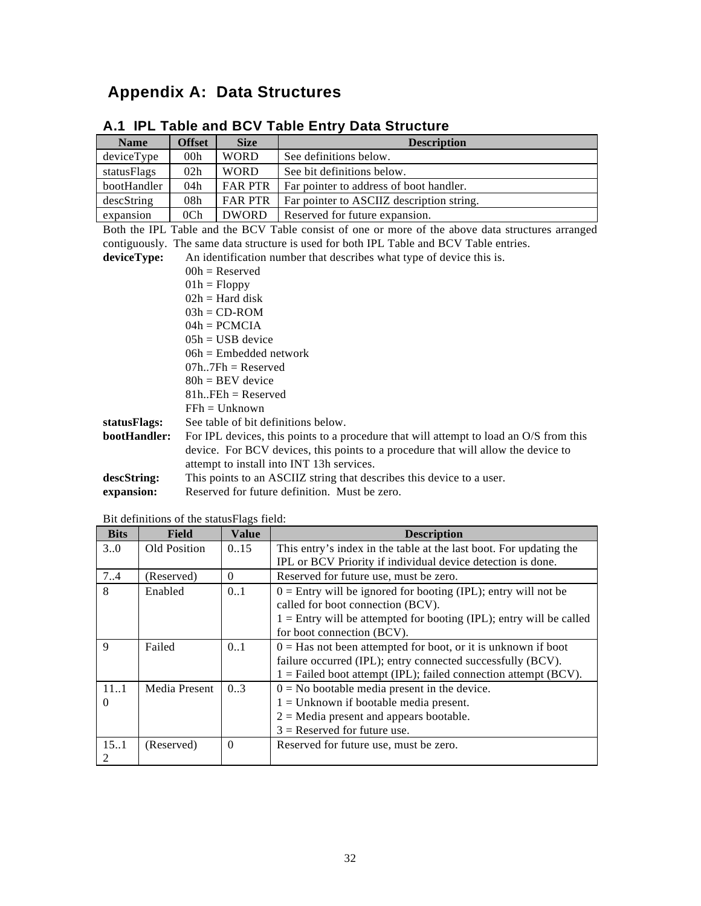# Appendix A: Data Structures

## A.1 IPL Table and BCV Table Entry Data Structure

| Name | Offset | Size | Description |
|---|---|---|---|
| deviceType | 00h | WORD | See definitions below. |
| statusFlags | 02h | WORD | See bit definitions below. |
| bootHandler | 04h | FAR PTR | Far pointer to address of boot handler. |
| descString | 08h | FAR PTR | Far pointer to ASCIIZ description string. |
| expansion | 0Ch | DWORD | Reserved for future expansion. |

Both the IPL Table and the BCV Table consist of one or more of the above data structures arranged contiguously. The same data structure is used for both IPL Table and BCV Table entries.

**deviceType:** An identification number that describes what type of device this is.
- 00h = Reserved
- 01h = Floppy
- 02h = Hard disk
- 03h = CD-ROM
- 04h = PCMCIA
- 05h = USB device
- 06h = Embedded network
- 07h..7Fh = Reserved
- 80h = BEV device
- 81h..FEh = Reserved
- FFh = Unknown

**statusFlags:** See table of bit definitions below.

**bootHandler:** For IPL devices, this points to a procedure that will attempt to load an O/S from this device. For BCV devices, this points to a procedure that will allow the device to attempt to install into INT 13h services.

**descString:** This points to an ASCIIZ string that describes this device to a user.

**expansion:** Reserved for future definition. Must be zero.

Bit definitions of the statusFlags field:

| Bits | Field | Value | Description |
|---|---|---|---|
| 3..0 | Old Position | 0..15 | This entry's index in the table at the last boot. For updating the IPL or BCV Priority if individual device detection is done. |
| 7..4 | (Reserved) | 0 | Reserved for future use, must be zero. |
| 8 | Enabled | 0..1 | 0 = Entry will be ignored for booting (IPL); entry will not be called for boot connection (BCV).<br>1 = Entry will be attempted for booting (IPL); entry will be called for boot connection (BCV). |
| 9 | Failed | 0..1 | 0 = Has not been attempted for boot, or it is unknown if boot failure occurred (IPL); entry connected successfully (BCV).<br>1 = Failed boot attempt (IPL); failed connection attempt (BCV). |
| 11..10 | Media Present | 0..3 | 0 = No bootable media present in the device.<br>1 = Unknown if bootable media present.<br>2 = Media present and appears bootable.<br>3 = Reserved for future use. |
| 15..12 | (Reserved) | 0 | Reserved for future use, must be zero. |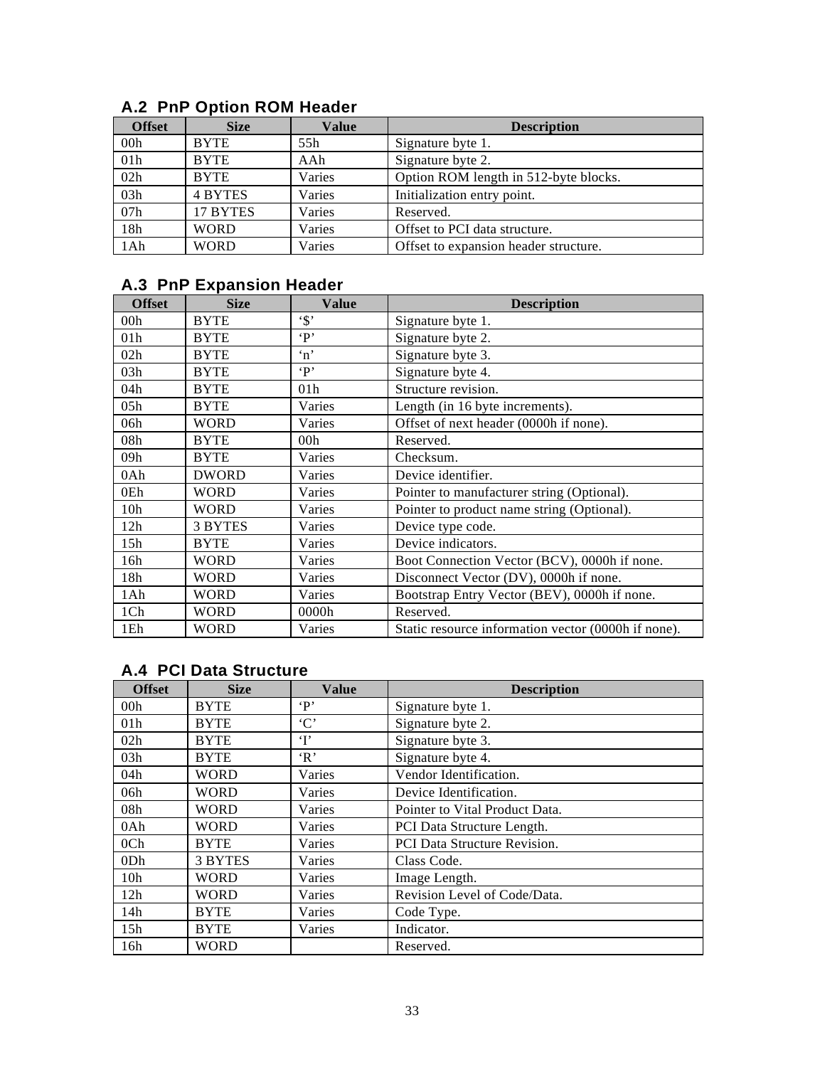## A.2 PnP Option ROM Header

| Offset | Size | Value | Description |
|---|---|---|---|
| 00h | BYTE | 55h | Signature byte 1. |
| 01h | BYTE | AAh | Signature byte 2. |
| 02h | BYTE | Varies | Option ROM length in 512-byte blocks. |
| 03h | 4 BYTES | Varies | Initialization entry point. |
| 07h | 17 BYTES | Varies | Reserved. |
| 18h | WORD | Varies | Offset to PCI data structure. |
| 1Ah | WORD | Varies | Offset to expansion header structure. |

## A.3 PnP Expansion Header

| Offset | Size | Value | Description |
|---|---|---|---|
| 00h | BYTE | '$' | Signature byte 1. |
| 01h | BYTE | 'P' | Signature byte 2. |
| 02h | BYTE | 'n' | Signature byte 3. |
| 03h | BYTE | 'P' | Signature byte 4. |
| 04h | BYTE | 01h | Structure revision. |
| 05h | BYTE | Varies | Length (in 16 byte increments). |
| 06h | WORD | Varies | Offset of next header (0000h if none). |
| 08h | BYTE | 00h | Reserved. |
| 09h | BYTE | Varies | Checksum. |
| 0Ah | DWORD | Varies | Device identifier. |
| 0Eh | WORD | Varies | Pointer to manufacturer string (Optional). |
| 10h | WORD | Varies | Pointer to product name string (Optional). |
| 12h | 3 BYTES | Varies | Device type code. |
| 15h | BYTE | Varies | Device indicators. |
| 16h | WORD | Varies | Boot Connection Vector (BCV), 0000h if none. |
| 18h | WORD | Varies | Disconnect Vector (DV), 0000h if none. |
| 1Ah | WORD | Varies | Bootstrap Entry Vector (BEV), 0000h if none. |
| 1Ch | WORD | 0000h | Reserved. |
| 1Eh | WORD | Varies | Static resource information vector (0000h if none). |

## A.4 PCI Data Structure

| Offset | Size | Value | Description |
|---|---|---|---|
| 00h | BYTE | 'P' | Signature byte 1. |
| 01h | BYTE | 'C' | Signature byte 2. |
| 02h | BYTE | 'I' | Signature byte 3. |
| 03h | BYTE | 'R' | Signature byte 4. |
| 04h | WORD | Varies | Vendor Identification. |
| 06h | WORD | Varies | Device Identification. |
| 08h | WORD | Varies | Pointer to Vital Product Data. |
| 0Ah | WORD | Varies | PCI Data Structure Length. |
| 0Ch | BYTE | Varies | PCI Data Structure Revision. |
| 0Dh | 3 BYTES | Varies | Class Code. |
| 10h | WORD | Varies | Image Length. |
| 12h | WORD | Varies | Revision Level of Code/Data. |
| 14h | BYTE | Varies | Code Type. |
| 15h | BYTE | Varies | Indicator. |
| 16h | WORD | | Reserved. |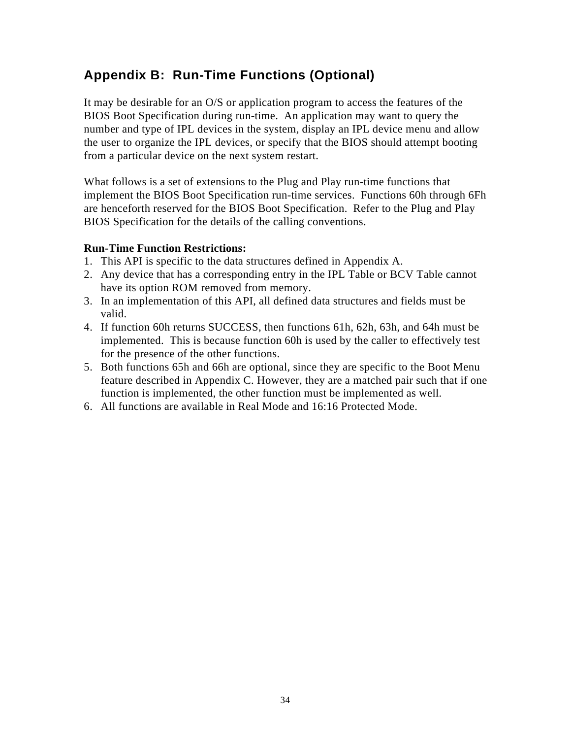## Appendix B: Run-Time Functions (Optional)

It may be desirable for an O/S or application program to access the features of the BIOS Boot Specification during run-time. An application may want to query the number and type of IPL devices in the system, display an IPL device menu and allow the user to organize the IPL devices, or specify that the BIOS should attempt booting from a particular device on the next system restart.

What follows is a set of extensions to the Plug and Play run-time functions that implement the BIOS Boot Specification run-time services. Functions 60h through 6Fh are henceforth reserved for the BIOS Boot Specification. Refer to the Plug and Play BIOS Specification for the details of the calling conventions.

**Run-Time Function Restrictions:**

1. This API is specific to the data structures defined in Appendix A.
2. Any device that has a corresponding entry in the IPL Table or BCV Table cannot have its option ROM removed from memory.
3. In an implementation of this API, all defined data structures and fields must be valid.
4. If function 60h returns SUCCESS, then functions 61h, 62h, 63h, and 64h must be implemented. This is because function 60h is used by the caller to effectively test for the presence of the other functions.
5. Both functions 65h and 66h are optional, since they are specific to the Boot Menu feature described in Appendix C. However, they are a matched pair such that if one function is implemented, the other function must be implemented as well.
6. All functions are available in Real Mode and 16:16 Protected Mode.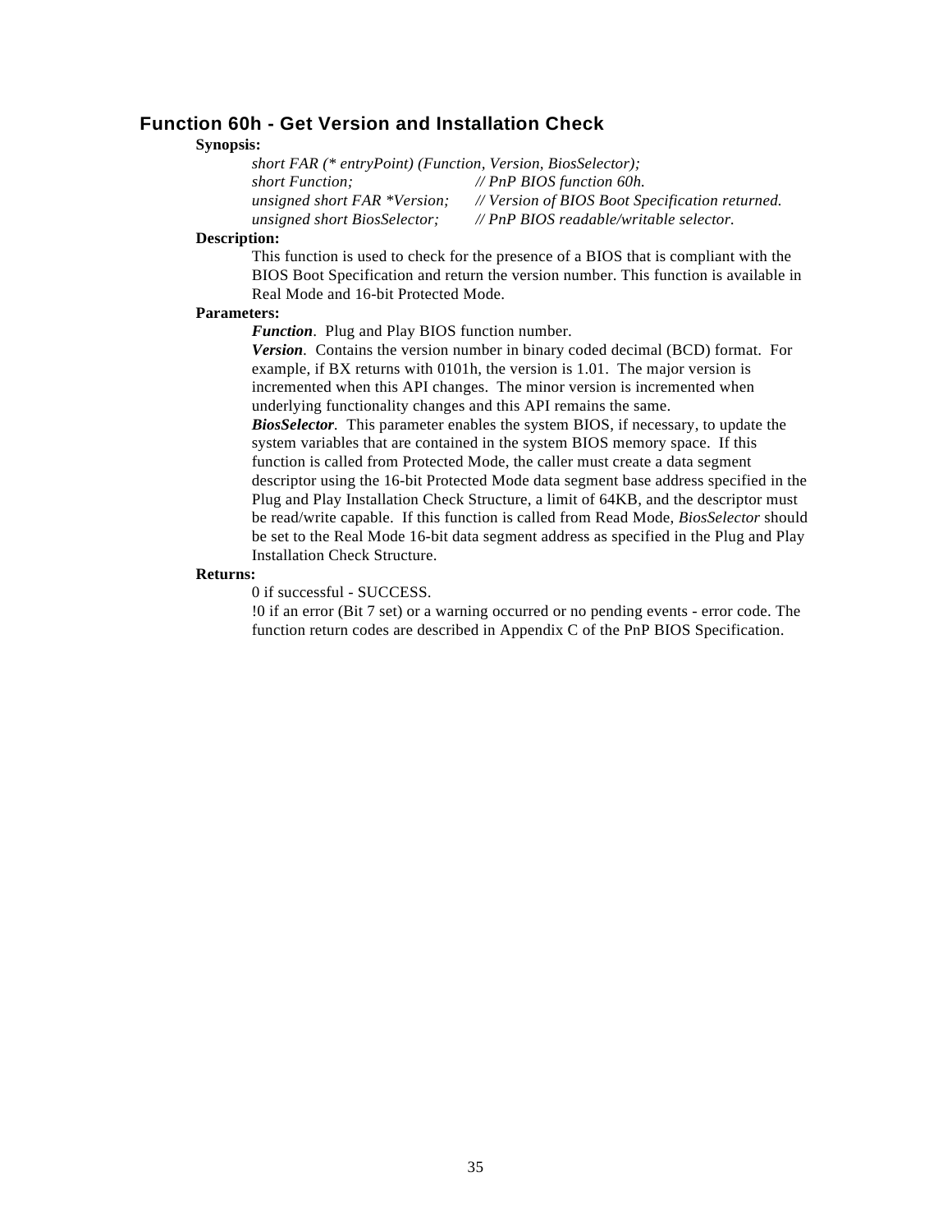### Function 60h - Get Version and Installation Check

**Synopsis:**

```
short FAR (* entryPoint) (Function, Version, BiosSelector);
short Function;                   // PnP BIOS function 60h.
unsigned short FAR *Version;      // Version of BIOS Boot Specification returned.
unsigned short BiosSelector;      // PnP BIOS readable/writable selector.
```

**Description:**

This function is used to check for the presence of a BIOS that is compliant with the BIOS Boot Specification and return the version number. This function is available in Real Mode and 16-bit Protected Mode.

**Parameters:**

***Function***. Plug and Play BIOS function number.

***Version***. Contains the version number in binary coded decimal (BCD) format. For example, if BX returns with 0101h, the version is 1.01. The major version is incremented when this API changes. The minor version is incremented when underlying functionality changes and this API remains the same.

***BiosSelector***. This parameter enables the system BIOS, if necessary, to update the system variables that are contained in the system BIOS memory space. If this function is called from Protected Mode, the caller must create a data segment descriptor using the 16-bit Protected Mode data segment base address specified in the Plug and Play Installation Check Structure, a limit of 64KB, and the descriptor must be read/write capable. If this function is called from Read Mode, *BiosSelector* should be set to the Real Mode 16-bit data segment address as specified in the Plug and Play Installation Check Structure.

**Returns:**

0 if successful - SUCCESS.

!0 if an error (Bit 7 set) or a warning occurred or no pending events - error code. The function return codes are described in Appendix C of the PnP BIOS Specification.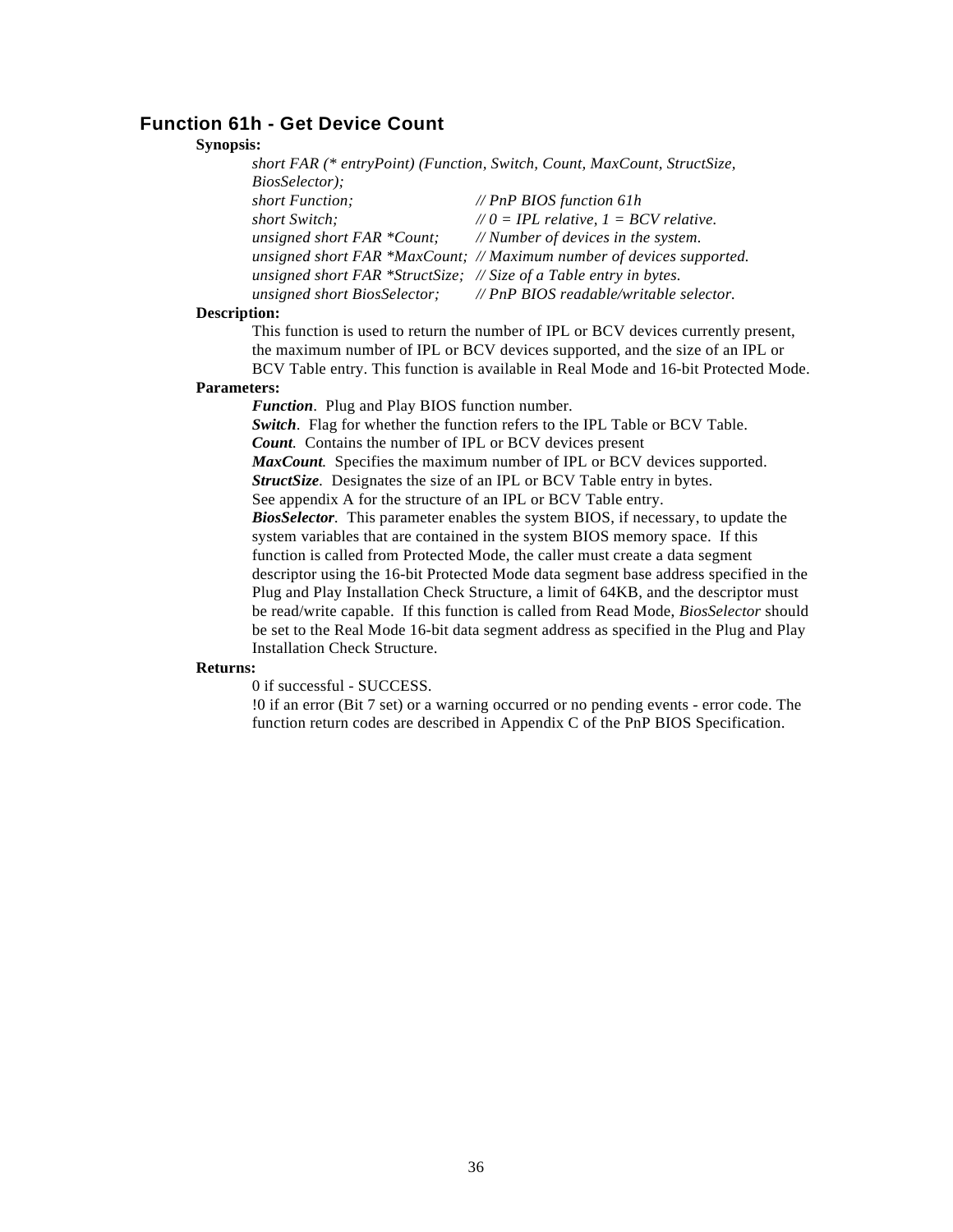## Function 61h - Get Device Count

**Synopsis:**

```
short FAR (* entryPoint) (Function, Switch, Count, MaxCount, StructSize,
BiosSelector);
short Function;                    // PnP BIOS function 61h
short Switch;                      // 0 = IPL relative, 1 = BCV relative.
unsigned short FAR *Count;         // Number of devices in the system.
unsigned short FAR *MaxCount;      // Maximum number of devices supported.
unsigned short FAR *StructSize;    // Size of a Table entry in bytes.
unsigned short BiosSelector;       // PnP BIOS readable/writable selector.
```

**Description:**

This function is used to return the number of IPL or BCV devices currently present, the maximum number of IPL or BCV devices supported, and the size of an IPL or BCV Table entry. This function is available in Real Mode and 16-bit Protected Mode.

**Parameters:**

***Function***. Plug and Play BIOS function number.
***Switch***. Flag for whether the function refers to the IPL Table or BCV Table.
***Count***. Contains the number of IPL or BCV devices present
***MaxCount***. Specifies the maximum number of IPL or BCV devices supported.
***StructSize***. Designates the size of an IPL or BCV Table entry in bytes.
See appendix A for the structure of an IPL or BCV Table entry.
***BiosSelector***. This parameter enables the system BIOS, if necessary, to update the system variables that are contained in the system BIOS memory space. If this function is called from Protected Mode, the caller must create a data segment descriptor using the 16-bit Protected Mode data segment base address specified in the Plug and Play Installation Check Structure, a limit of 64KB, and the descriptor must be read/write capable. If this function is called from Read Mode, *BiosSelector* should be set to the Real Mode 16-bit data segment address as specified in the Plug and Play Installation Check Structure.

**Returns:**

0 if successful - SUCCESS.
!0 if an error (Bit 7 set) or a warning occurred or no pending events - error code. The function return codes are described in Appendix C of the PnP BIOS Specification.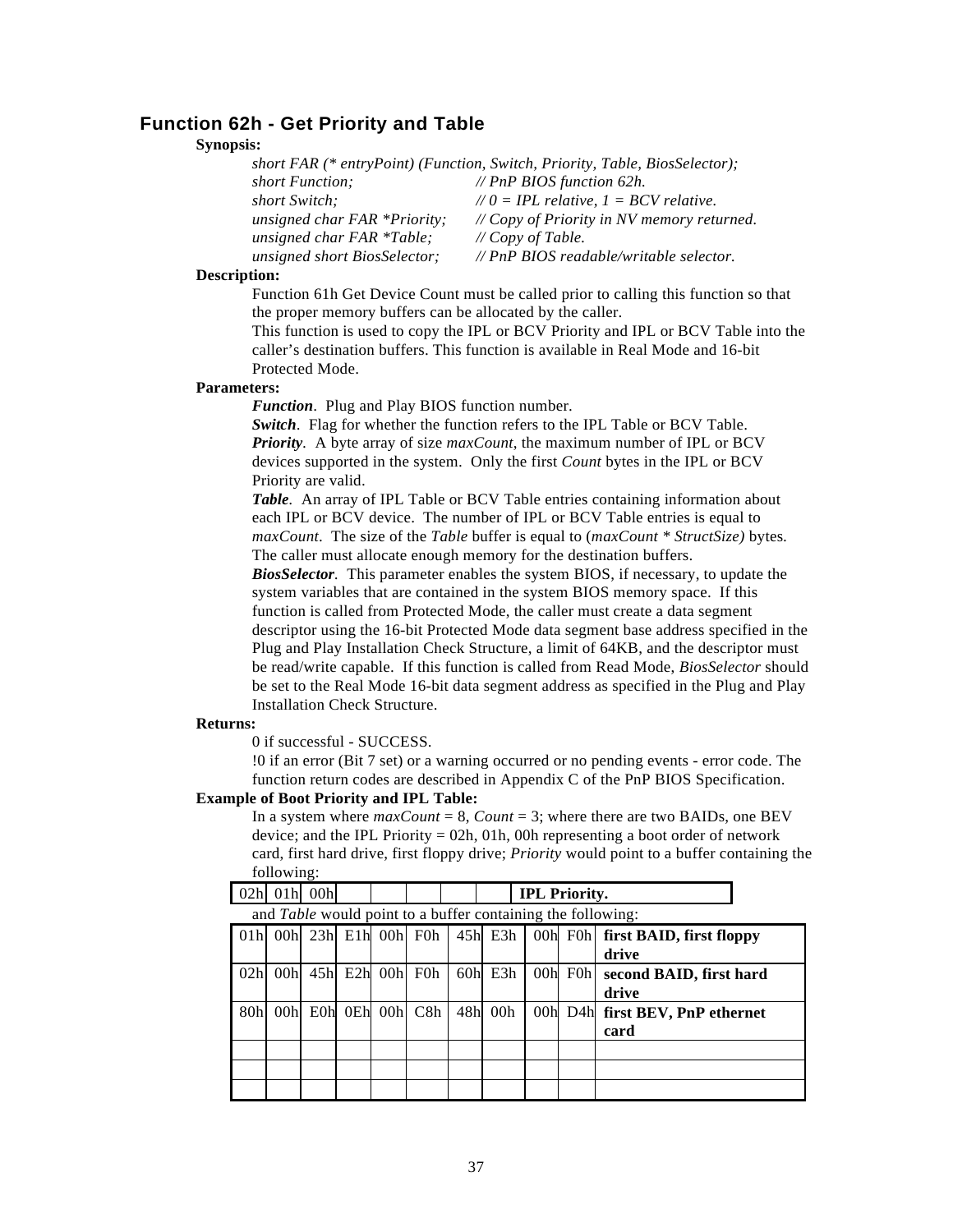## Function 62h - Get Priority and Table

**Synopsis:**

```
short FAR (* entryPoint) (Function, Switch, Priority, Table, BiosSelector);
short Function;                  // PnP BIOS function 62h.
short Switch;                    // 0 = IPL relative, 1 = BCV relative.
unsigned char FAR *Priority;     // Copy of Priority in NV memory returned.
unsigned char FAR *Table;        // Copy of Table.
unsigned short BiosSelector;     // PnP BIOS readable/writable selector.
```

**Description:**

Function 61h Get Device Count must be called prior to calling this function so that the proper memory buffers can be allocated by the caller.

This function is used to copy the IPL or BCV Priority and IPL or BCV Table into the caller's destination buffers. This function is available in Real Mode and 16-bit Protected Mode.

**Parameters:**

***Function***. Plug and Play BIOS function number.

***Switch***. Flag for whether the function refers to the IPL Table or BCV Table.

***Priority***. A byte array of size *maxCount*, the maximum number of IPL or BCV devices supported in the system. Only the first *Count* bytes in the IPL or BCV Priority are valid.

***Table***. An array of IPL Table or BCV Table entries containing information about each IPL or BCV device. The number of IPL or BCV Table entries is equal to *maxCount*. The size of the *Table* buffer is equal to (*maxCount* * *StructSize)* bytes. The caller must allocate enough memory for the destination buffers.

***BiosSelector***. This parameter enables the system BIOS, if necessary, to update the system variables that are contained in the system BIOS memory space. If this function is called from Protected Mode, the caller must create a data segment descriptor using the 16-bit Protected Mode data segment base address specified in the Plug and Play Installation Check Structure, a limit of 64KB, and the descriptor must be read/write capable. If this function is called from Read Mode, *BiosSelector* should be set to the Real Mode 16-bit data segment address as specified in the Plug and Play Installation Check Structure.

**Returns:**

0 if successful - SUCCESS.

!0 if an error (Bit 7 set) or a warning occurred or no pending events - error code. The function return codes are described in Appendix C of the PnP BIOS Specification.

**Example of Boot Priority and IPL Table:**

In a system where *maxCount* = 8, *Count* = 3; where there are two BAIDs, one BEV device; and the IPL Priority = 02h, 01h, 00h representing a boot order of network card, first hard drive, first floppy drive; *Priority* would point to a buffer containing the following:

| 02h | 01h | 00h | | | | | | **IPL Priority.** |
|---|---|---|---|---|---|---|---|---|

and *Table* would point to a buffer containing the following:

| 01h | 00h | 23h | E1h | 00h | F0h | 45h | E3h | 00h | F0h | **first BAID, first floppy drive** |
|---|---|---|---|---|---|---|---|---|---|---|
| 02h | 00h | 45h | E2h | 00h | F0h | 60h | E3h | 00h | F0h | **second BAID, first hard drive** |
| 80h | 00h | E0h | 0Eh | 00h | C8h | 48h | 00h | 00h | D4h | **first BEV, PnP ethernet card** |
| | | | | | | | | | | |
| | | | | | | | | | | |
| | | | | | | | | | | |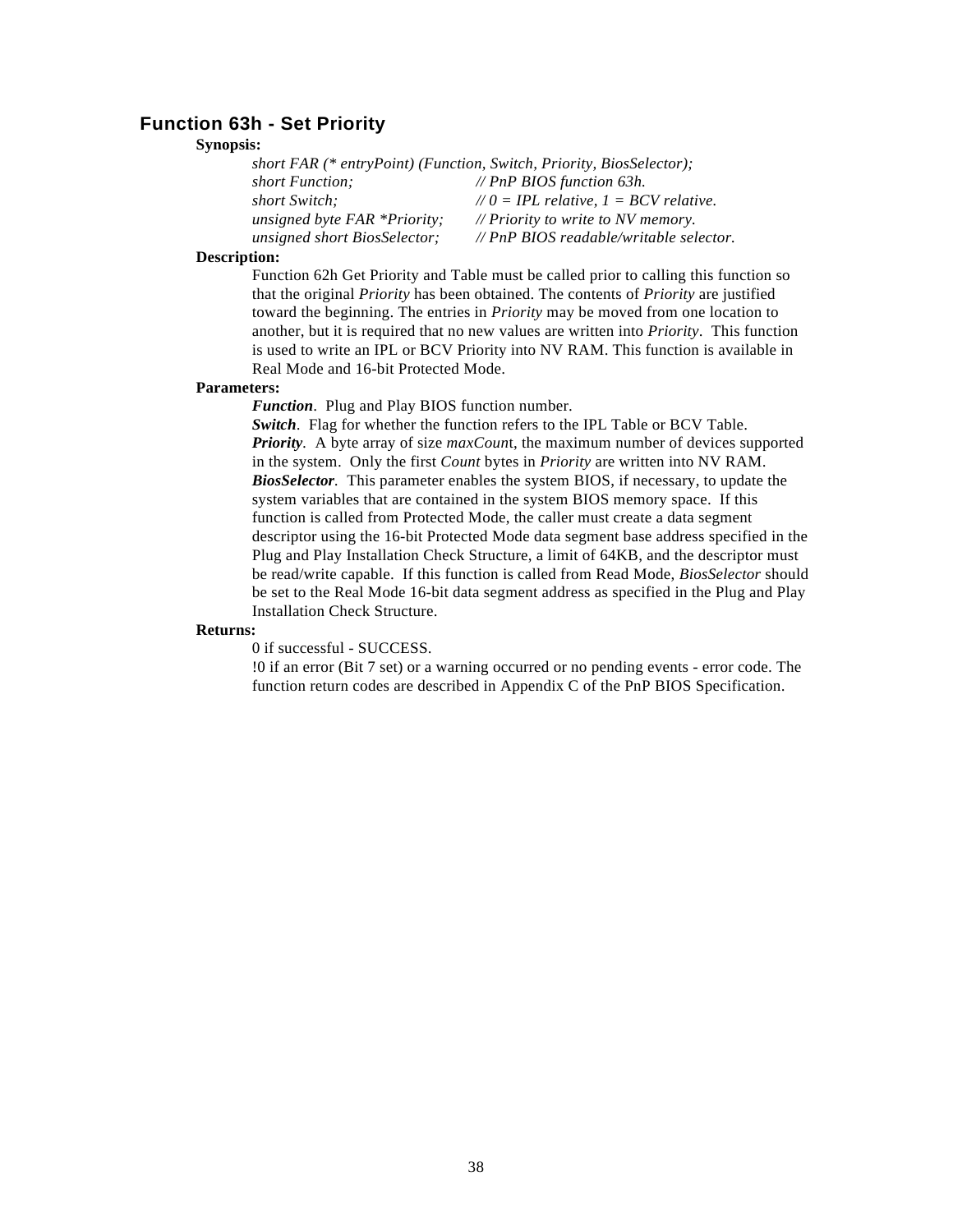## Function 63h - Set Priority

**Synopsis:**

```
short FAR (* entryPoint) (Function, Switch, Priority, BiosSelector);
short Function;                    // PnP BIOS function 63h.
short Switch;                      // 0 = IPL relative, 1 = BCV relative.
unsigned byte FAR *Priority;       // Priority to write to NV memory.
unsigned short BiosSelector;       // PnP BIOS readable/writable selector.
```

**Description:**

Function 62h Get Priority and Table must be called prior to calling this function so that the original *Priority* has been obtained. The contents of *Priority* are justified toward the beginning. The entries in *Priority* may be moved from one location to another, but it is required that no new values are written into *Priority*. This function is used to write an IPL or BCV Priority into NV RAM. This function is available in Real Mode and 16-bit Protected Mode.

**Parameters:**

***Function***. Plug and Play BIOS function number.

***Switch***. Flag for whether the function refers to the IPL Table or BCV Table.

***Priority***. A byte array of size *maxCount*, the maximum number of devices supported in the system. Only the first *Count* bytes in *Priority* are written into NV RAM.

***BiosSelector***. This parameter enables the system BIOS, if necessary, to update the system variables that are contained in the system BIOS memory space. If this function is called from Protected Mode, the caller must create a data segment descriptor using the 16-bit Protected Mode data segment base address specified in the Plug and Play Installation Check Structure, a limit of 64KB, and the descriptor must be read/write capable. If this function is called from Read Mode, *BiosSelector* should be set to the Real Mode 16-bit data segment address as specified in the Plug and Play Installation Check Structure.

**Returns:**

0 if successful - SUCCESS.

!0 if an error (Bit 7 set) or a warning occurred or no pending events - error code. The function return codes are described in Appendix C of the PnP BIOS Specification.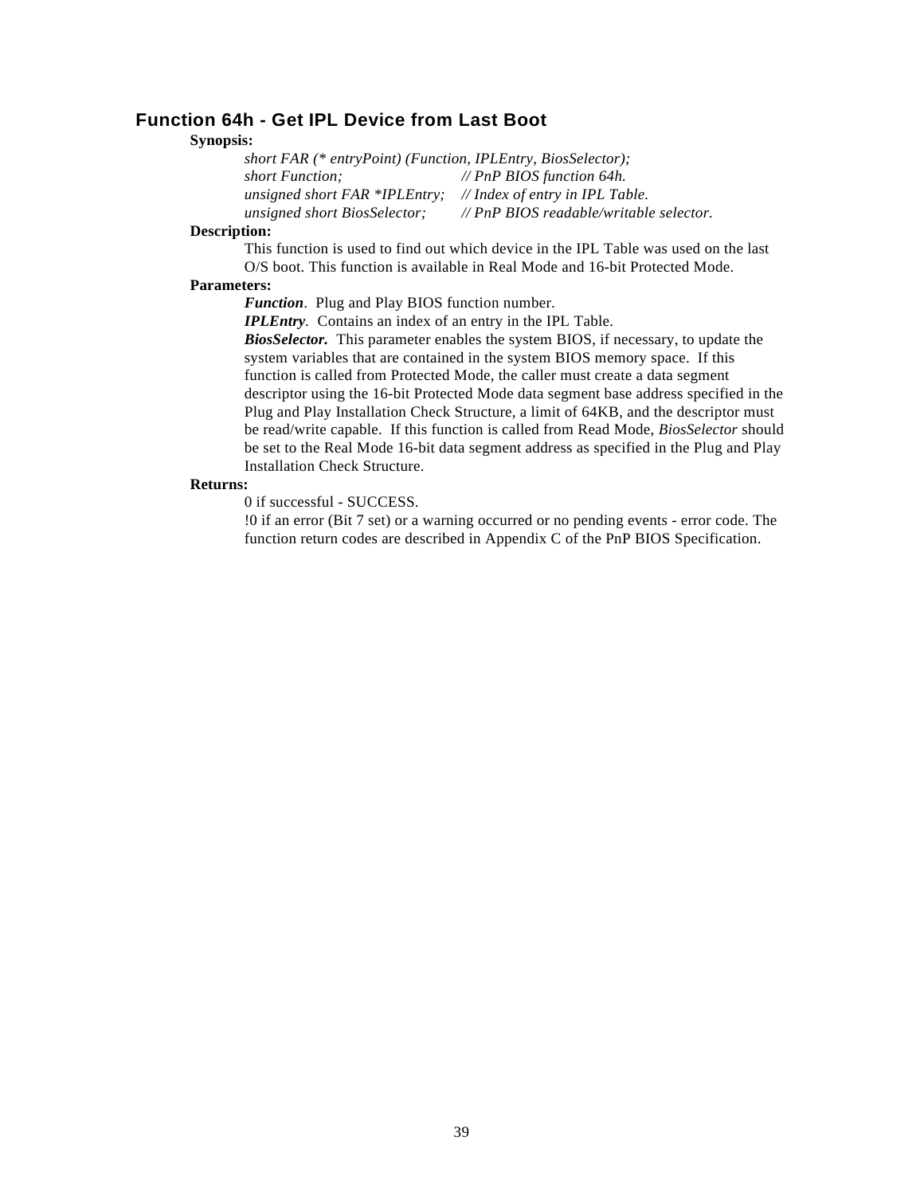### Function 64h - Get IPL Device from Last Boot

**Synopsis:**

```
short FAR (* entryPoint) (Function, IPLEntry, BiosSelector);
short Function;                  // PnP BIOS function 64h.
unsigned short FAR *IPLEntry;    // Index of entry in IPL Table.
unsigned short BiosSelector;     // PnP BIOS readable/writable selector.
```

**Description:**

This function is used to find out which device in the IPL Table was used on the last O/S boot. This function is available in Real Mode and 16-bit Protected Mode.

**Parameters:**

***Function***. Plug and Play BIOS function number.

***IPLEntry***. Contains an index of an entry in the IPL Table.

***BiosSelector.*** This parameter enables the system BIOS, if necessary, to update the system variables that are contained in the system BIOS memory space. If this function is called from Protected Mode, the caller must create a data segment descriptor using the 16-bit Protected Mode data segment base address specified in the Plug and Play Installation Check Structure, a limit of 64KB, and the descriptor must be read/write capable. If this function is called from Read Mode, *BiosSelector* should be set to the Real Mode 16-bit data segment address as specified in the Plug and Play Installation Check Structure.

**Returns:**

0 if successful - SUCCESS.

!0 if an error (Bit 7 set) or a warning occurred or no pending events - error code. The function return codes are described in Appendix C of the PnP BIOS Specification.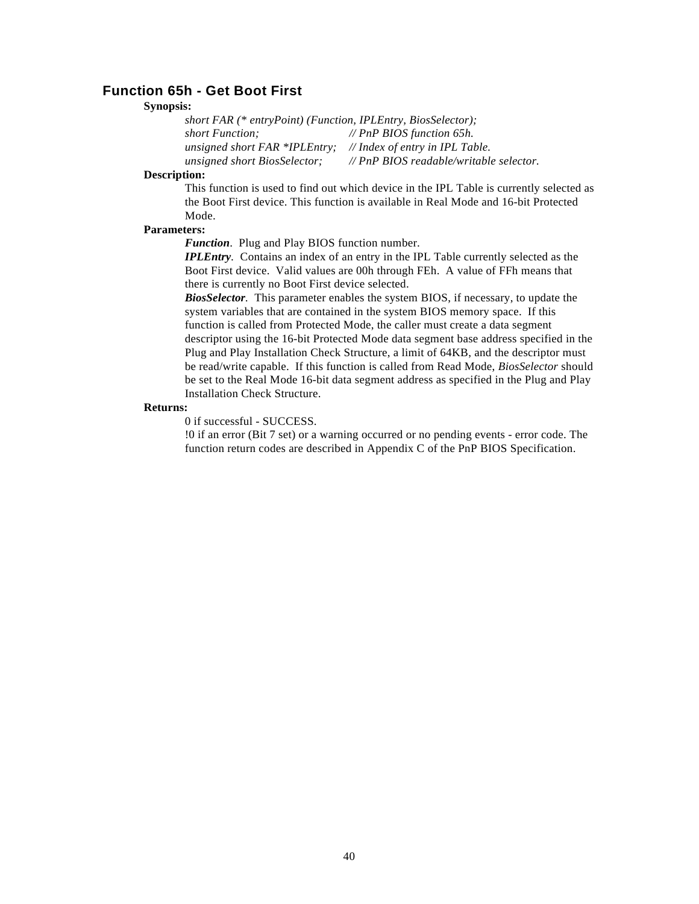## Function 65h - Get Boot First

**Synopsis:**

*short FAR (* entryPoint) (Function, IPLEntry, BiosSelector);*
*short Function; // PnP BIOS function 65h.*
*unsigned short FAR *IPLEntry; // Index of entry in IPL Table.*
*unsigned short BiosSelector; // PnP BIOS readable/writable selector.*

**Description:**

This function is used to find out which device in the IPL Table is currently selected as the Boot First device. This function is available in Real Mode and 16-bit Protected Mode.

**Parameters:**

***Function***. Plug and Play BIOS function number.

***IPLEntry***. Contains an index of an entry in the IPL Table currently selected as the Boot First device. Valid values are 00h through FEh. A value of FFh means that there is currently no Boot First device selected.

***BiosSelector***. This parameter enables the system BIOS, if necessary, to update the system variables that are contained in the system BIOS memory space. If this function is called from Protected Mode, the caller must create a data segment descriptor using the 16-bit Protected Mode data segment base address specified in the Plug and Play Installation Check Structure, a limit of 64KB, and the descriptor must be read/write capable. If this function is called from Read Mode, *BiosSelector* should be set to the Real Mode 16-bit data segment address as specified in the Plug and Play Installation Check Structure.

**Returns:**

0 if successful - SUCCESS.

!0 if an error (Bit 7 set) or a warning occurred or no pending events - error code. The function return codes are described in Appendix C of the PnP BIOS Specification.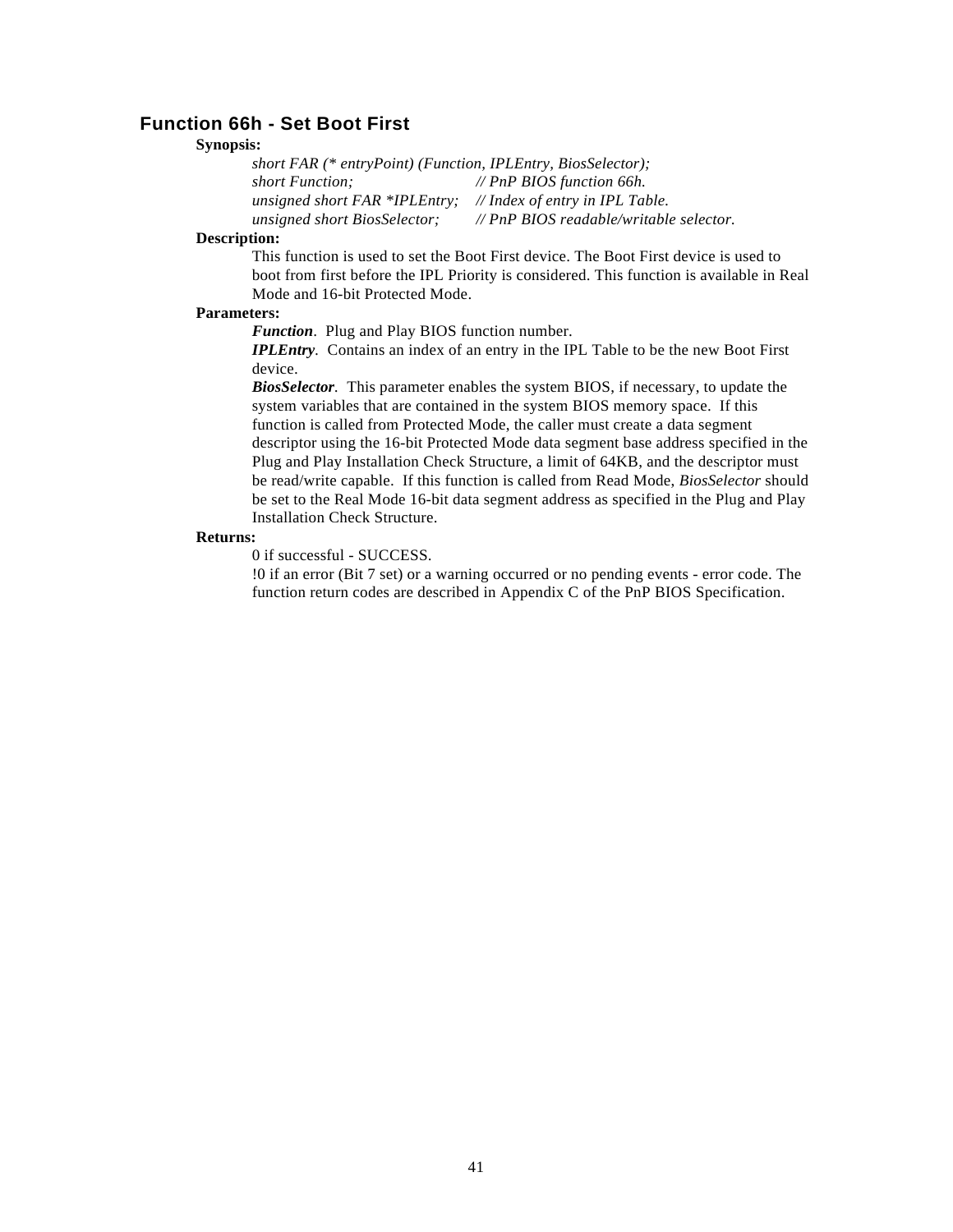## Function 66h - Set Boot First

**Synopsis:**

*short FAR (* entryPoint) (Function, IPLEntry, BiosSelector);*
*short Function; // PnP BIOS function 66h.*
*unsigned short FAR *IPLEntry; // Index of entry in IPL Table.*
*unsigned short BiosSelector; // PnP BIOS readable/writable selector.*

**Description:**

This function is used to set the Boot First device. The Boot First device is used to boot from first before the IPL Priority is considered. This function is available in Real Mode and 16-bit Protected Mode.

**Parameters:**

***Function***. Plug and Play BIOS function number.

***IPLEntry***. Contains an index of an entry in the IPL Table to be the new Boot First device.

***BiosSelector***. This parameter enables the system BIOS, if necessary, to update the system variables that are contained in the system BIOS memory space. If this function is called from Protected Mode, the caller must create a data segment descriptor using the 16-bit Protected Mode data segment base address specified in the Plug and Play Installation Check Structure, a limit of 64KB, and the descriptor must be read/write capable. If this function is called from Read Mode, *BiosSelector* should be set to the Real Mode 16-bit data segment address as specified in the Plug and Play Installation Check Structure.

**Returns:**

0 if successful - SUCCESS.
!0 if an error (Bit 7 set) or a warning occurred or no pending events - error code. The function return codes are described in Appendix C of the PnP BIOS Specification.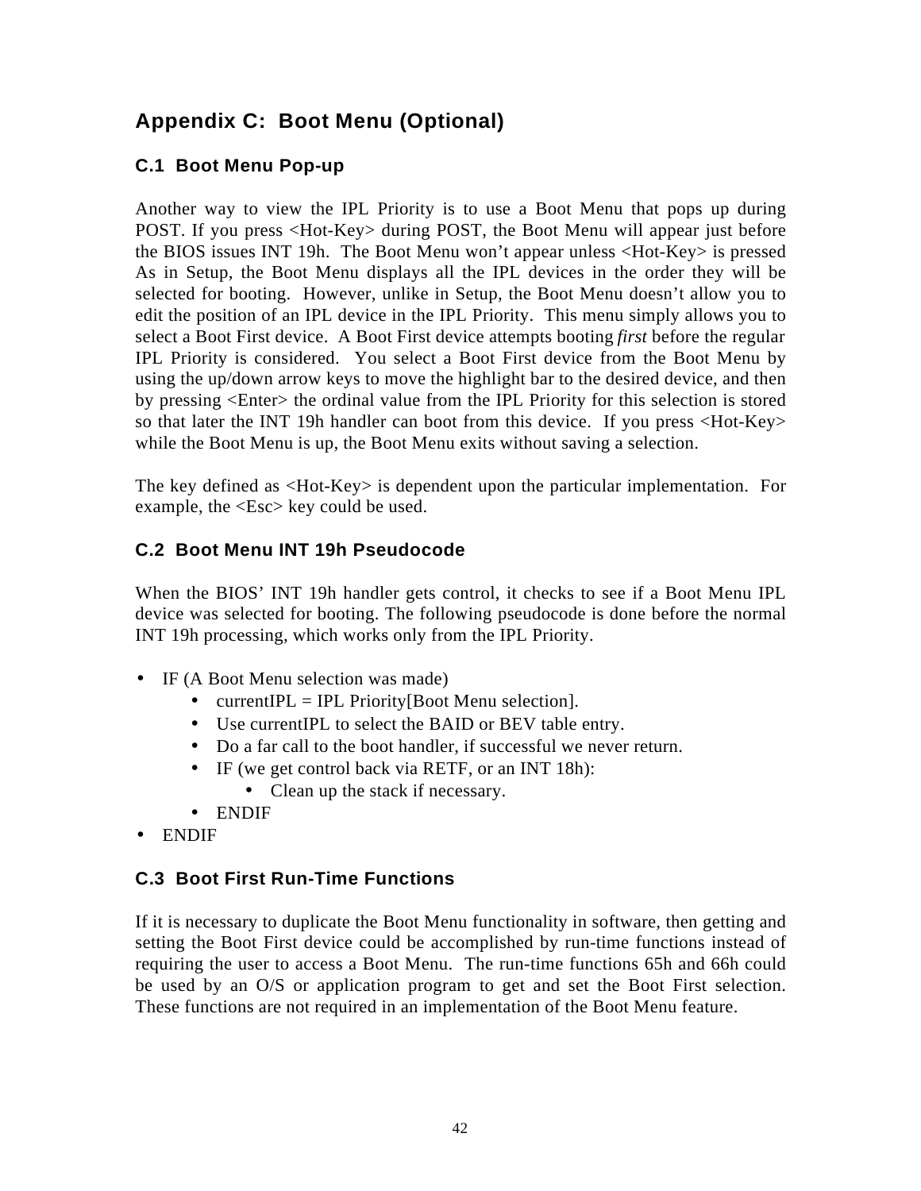# Appendix C:  Boot Menu (Optional)

## C.1  Boot Menu Pop-up

Another way to view the IPL Priority is to use a Boot Menu that pops up during POST. If you press <Hot-Key> during POST, the Boot Menu will appear just before the BIOS issues INT 19h.  The Boot Menu won't appear unless <Hot-Key> is pressed As in Setup, the Boot Menu displays all the IPL devices in the order they will be selected for booting.  However, unlike in Setup, the Boot Menu doesn't allow you to edit the position of an IPL device in the IPL Priority.  This menu simply allows you to select a Boot First device.  A Boot First device attempts booting *first* before the regular IPL Priority is considered.  You select a Boot First device from the Boot Menu by using the up/down arrow keys to move the highlight bar to the desired device, and then by pressing <Enter> the ordinal value from the IPL Priority for this selection is stored so that later the INT 19h handler can boot from this device.  If you press <Hot-Key> while the Boot Menu is up, the Boot Menu exits without saving a selection.

The key defined as <Hot-Key> is dependent upon the particular implementation.  For example, the <Esc> key could be used.

## C.2  Boot Menu INT 19h Pseudocode

When the BIOS' INT 19h handler gets control, it checks to see if a Boot Menu IPL device was selected for booting. The following pseudocode is done before the normal INT 19h processing, which works only from the IPL Priority.

- IF (A Boot Menu selection was made)
    - currentIPL = IPL Priority[Boot Menu selection].
    - Use currentIPL to select the BAID or BEV table entry.
    - Do a far call to the boot handler, if successful we never return.
    - IF (we get control back via RETF, or an INT 18h):
        - Clean up the stack if necessary.
    - ENDIF
- ENDIF

## C.3  Boot First Run-Time Functions

If it is necessary to duplicate the Boot Menu functionality in software, then getting and setting the Boot First device could be accomplished by run-time functions instead of requiring the user to access a Boot Menu.  The run-time functions 65h and 66h could be used by an O/S or application program to get and set the Boot First selection. These functions are not required in an implementation of the Boot Menu feature.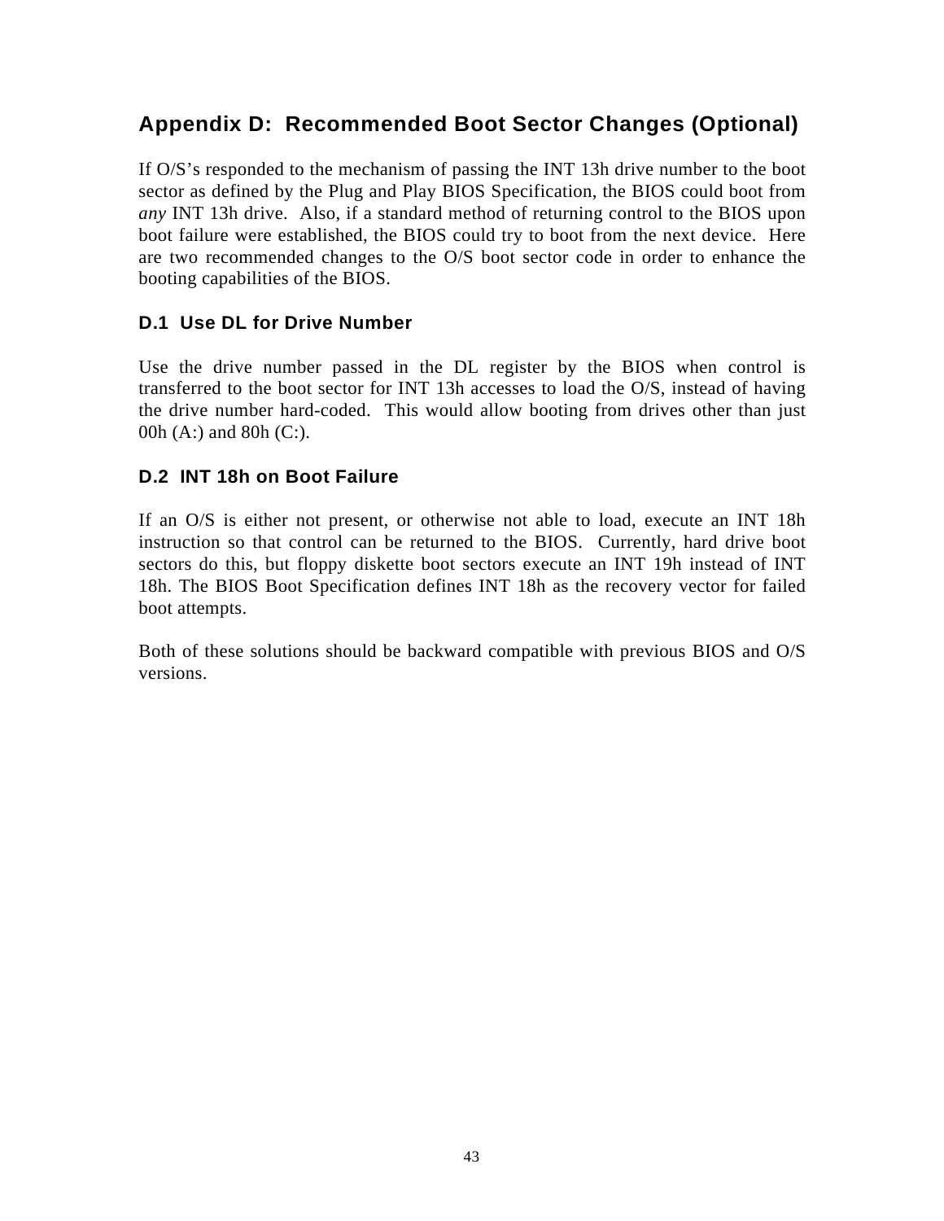# Appendix D: Recommended Boot Sector Changes (Optional)

If O/S's responded to the mechanism of passing the INT 13h drive number to the boot sector as defined by the Plug and Play BIOS Specification, the BIOS could boot from *any* INT 13h drive. Also, if a standard method of returning control to the BIOS upon boot failure were established, the BIOS could try to boot from the next device. Here are two recommended changes to the O/S boot sector code in order to enhance the booting capabilities of the BIOS.

## D.1 Use DL for Drive Number

Use the drive number passed in the DL register by the BIOS when control is transferred to the boot sector for INT 13h accesses to load the O/S, instead of having the drive number hard-coded. This would allow booting from drives other than just 00h (A:) and 80h (C:).

## D.2 INT 18h on Boot Failure

If an O/S is either not present, or otherwise not able to load, execute an INT 18h instruction so that control can be returned to the BIOS. Currently, hard drive boot sectors do this, but floppy diskette boot sectors execute an INT 19h instead of INT 18h. The BIOS Boot Specification defines INT 18h as the recovery vector for failed boot attempts.

Both of these solutions should be backward compatible with previous BIOS and O/S versions.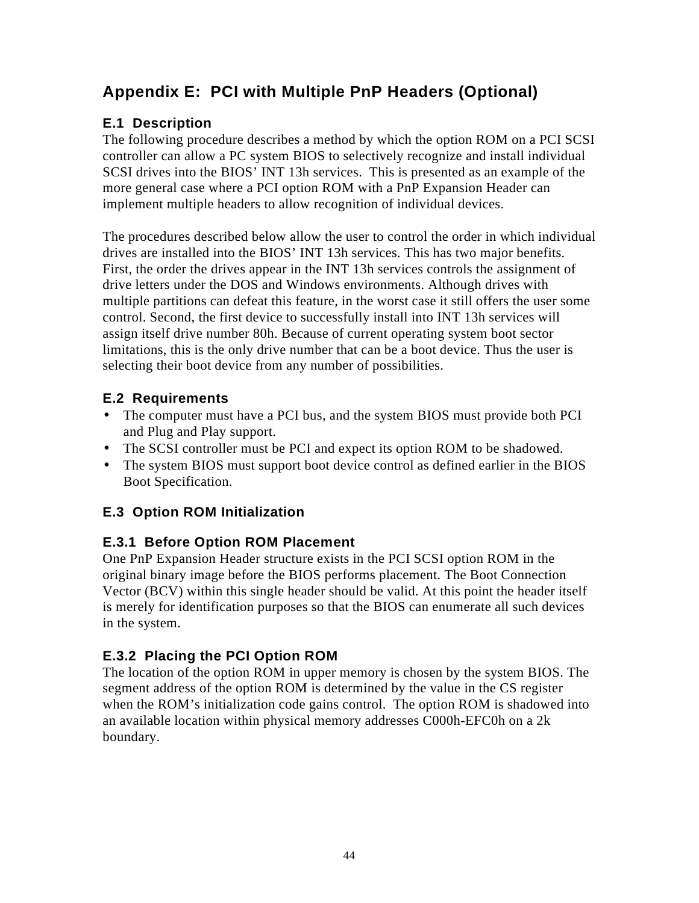# Appendix E: PCI with Multiple PnP Headers (Optional)

## E.1 Description

The following procedure describes a method by which the option ROM on a PCI SCSI controller can allow a PC system BIOS to selectively recognize and install individual SCSI drives into the BIOS' INT 13h services. This is presented as an example of the more general case where a PCI option ROM with a PnP Expansion Header can implement multiple headers to allow recognition of individual devices.

The procedures described below allow the user to control the order in which individual drives are installed into the BIOS' INT 13h services. This has two major benefits. First, the order the drives appear in the INT 13h services controls the assignment of drive letters under the DOS and Windows environments. Although drives with multiple partitions can defeat this feature, in the worst case it still offers the user some control. Second, the first device to successfully install into INT 13h services will assign itself drive number 80h. Because of current operating system boot sector limitations, this is the only drive number that can be a boot device. Thus the user is selecting their boot device from any number of possibilities.

## E.2 Requirements

- The computer must have a PCI bus, and the system BIOS must provide both PCI and Plug and Play support.
- The SCSI controller must be PCI and expect its option ROM to be shadowed.
- The system BIOS must support boot device control as defined earlier in the BIOS Boot Specification.

## E.3 Option ROM Initialization

### E.3.1 Before Option ROM Placement

One PnP Expansion Header structure exists in the PCI SCSI option ROM in the original binary image before the BIOS performs placement. The Boot Connection Vector (BCV) within this single header should be valid. At this point the header itself is merely for identification purposes so that the BIOS can enumerate all such devices in the system.

### E.3.2 Placing the PCI Option ROM

The location of the option ROM in upper memory is chosen by the system BIOS. The segment address of the option ROM is determined by the value in the CS register when the ROM's initialization code gains control. The option ROM is shadowed into an available location within physical memory addresses C000h-EFC0h on a 2k boundary.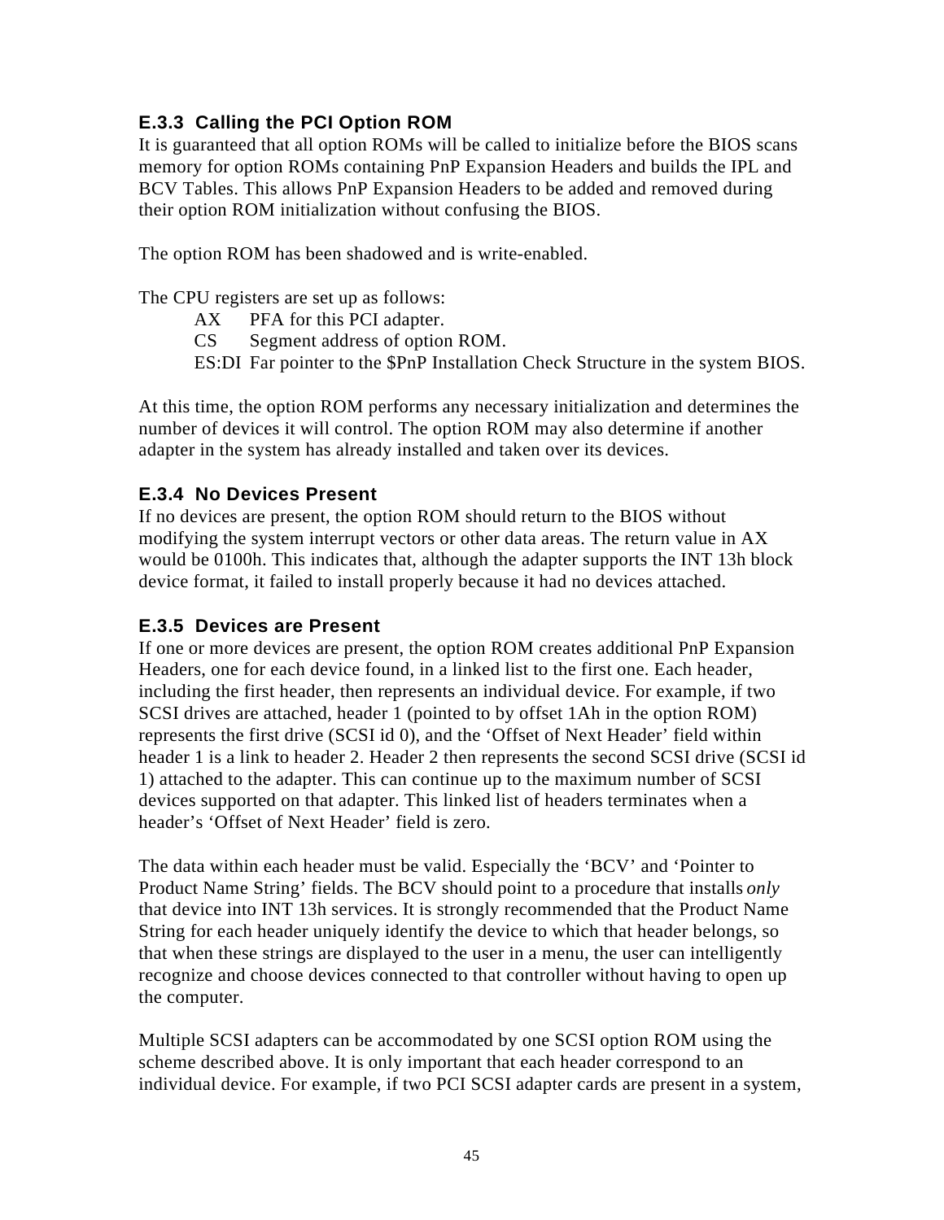### E.3.3 Calling the PCI Option ROM

It is guaranteed that all option ROMs will be called to initialize before the BIOS scans memory for option ROMs containing PnP Expansion Headers and builds the IPL and BCV Tables. This allows PnP Expansion Headers to be added and removed during their option ROM initialization without confusing the BIOS.

The option ROM has been shadowed and is write-enabled.

The CPU registers are set up as follows:

| | |
|---|---|
| AX | PFA for this PCI adapter. |
| CS | Segment address of option ROM. |
| ES:DI | Far pointer to the $PnP Installation Check Structure in the system BIOS. |

At this time, the option ROM performs any necessary initialization and determines the number of devices it will control. The option ROM may also determine if another adapter in the system has already installed and taken over its devices.

### E.3.4 No Devices Present

If no devices are present, the option ROM should return to the BIOS without modifying the system interrupt vectors or other data areas. The return value in AX would be 0100h. This indicates that, although the adapter supports the INT 13h block device format, it failed to install properly because it had no devices attached.

### E.3.5 Devices are Present

If one or more devices are present, the option ROM creates additional PnP Expansion Headers, one for each device found, in a linked list to the first one. Each header, including the first header, then represents an individual device. For example, if two SCSI drives are attached, header 1 (pointed to by offset 1Ah in the option ROM) represents the first drive (SCSI id 0), and the 'Offset of Next Header' field within header 1 is a link to header 2. Header 2 then represents the second SCSI drive (SCSI id 1) attached to the adapter. This can continue up to the maximum number of SCSI devices supported on that adapter. This linked list of headers terminates when a header's 'Offset of Next Header' field is zero.

The data within each header must be valid. Especially the 'BCV' and 'Pointer to Product Name String' fields. The BCV should point to a procedure that installs *only* that device into INT 13h services. It is strongly recommended that the Product Name String for each header uniquely identify the device to which that header belongs, so that when these strings are displayed to the user in a menu, the user can intelligently recognize and choose devices connected to that controller without having to open up the computer.

Multiple SCSI adapters can be accommodated by one SCSI option ROM using the scheme described above. It is only important that each header correspond to an individual device. For example, if two PCI SCSI adapter cards are present in a system,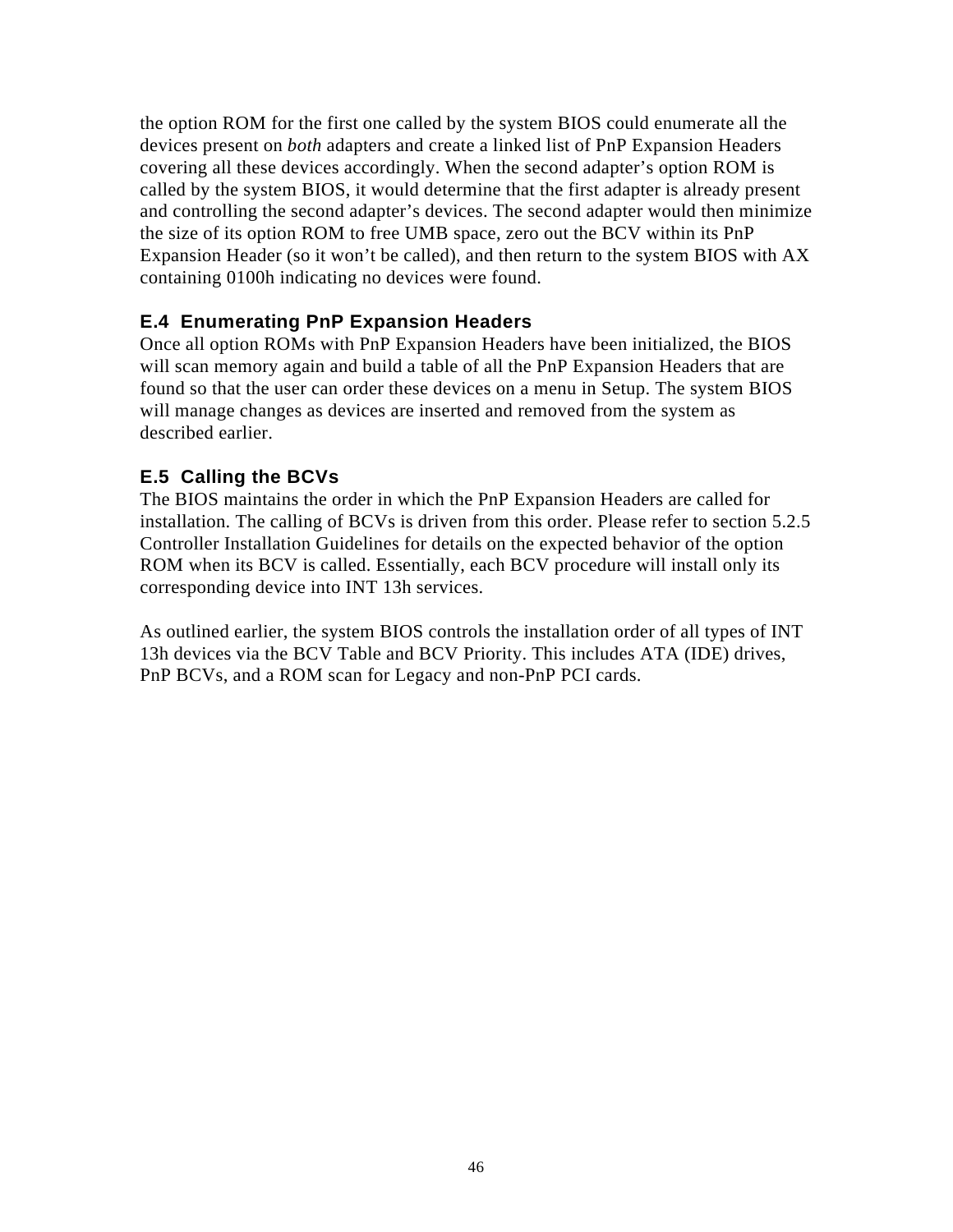the option ROM for the first one called by the system BIOS could enumerate all the devices present on *both* adapters and create a linked list of PnP Expansion Headers covering all these devices accordingly. When the second adapter's option ROM is called by the system BIOS, it would determine that the first adapter is already present and controlling the second adapter's devices. The second adapter would then minimize the size of its option ROM to free UMB space, zero out the BCV within its PnP Expansion Header (so it won't be called), and then return to the system BIOS with AX containing 0100h indicating no devices were found.

### E.4 Enumerating PnP Expansion Headers

Once all option ROMs with PnP Expansion Headers have been initialized, the BIOS will scan memory again and build a table of all the PnP Expansion Headers that are found so that the user can order these devices on a menu in Setup. The system BIOS will manage changes as devices are inserted and removed from the system as described earlier.

### E.5 Calling the BCVs

The BIOS maintains the order in which the PnP Expansion Headers are called for installation. The calling of BCVs is driven from this order. Please refer to section 5.2.5 Controller Installation Guidelines for details on the expected behavior of the option ROM when its BCV is called. Essentially, each BCV procedure will install only its corresponding device into INT 13h services.

As outlined earlier, the system BIOS controls the installation order of all types of INT 13h devices via the BCV Table and BCV Priority. This includes ATA (IDE) drives, PnP BCVs, and a ROM scan for Legacy and non-PnP PCI cards.